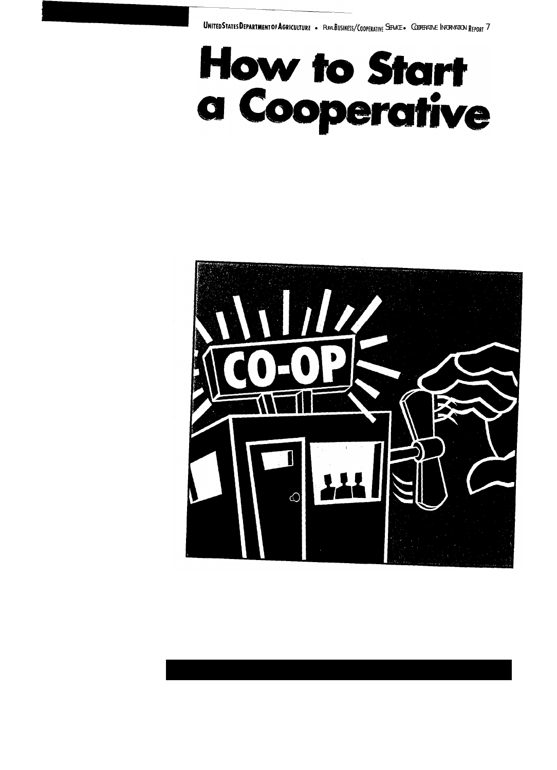United States Department of Agriculture • Rural Business/Cooperative Service • Cooperative Information Report 7

# How to Start a Cooperative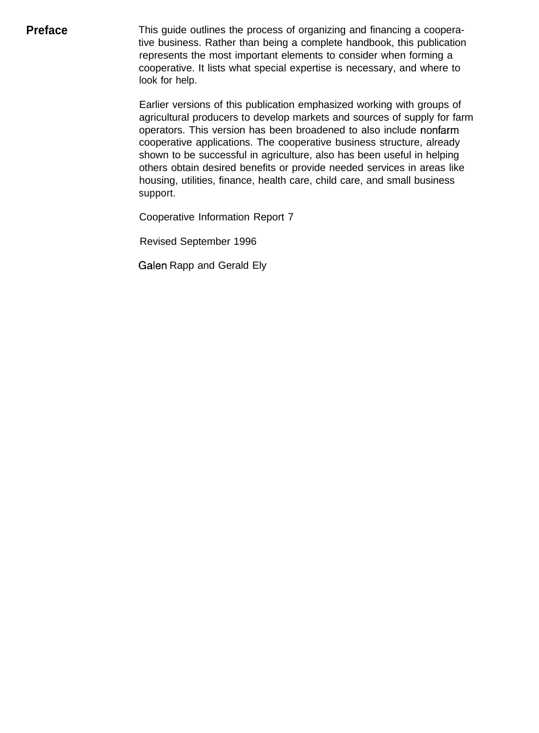## Preface

This guide outlines the process of organizing and financing a cooperative business. Rather than being a complete handbook, this publication represents the most important elements to consider when forming a cooperative. It lists what special expertise is necessary, and where to look for help.

Earlier versions of this publication emphasized working with groups of agricultural producers to develop markets and sources of supply for farm operators. This version has been broadened to also include nonfarm cooperative applications. The cooperative business structure, already shown to be successful in agriculture, also has been useful in helping others obtain desired benefits or provide needed services in areas like housing, utilities, finance, health care, child care, and small business support.

Cooperative Information Report 7

Revised September 1996

Galen Rapp and Gerald Ely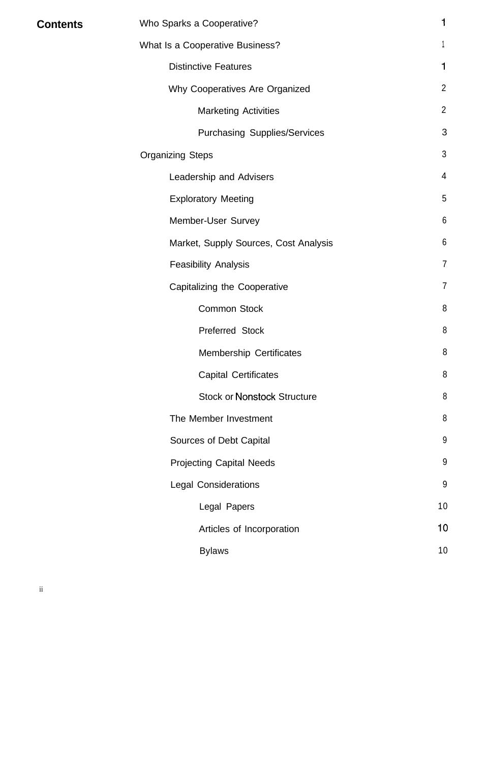## Contents

| | |
|---|---|
| Who Sparks a Cooperative? | 1 |
| What Is a Cooperative Business? | 1 |
| Distinctive Features | 1 |
| Why Cooperatives Are Organized | 2 |
| Marketing Activities | 2 |
| Purchasing Supplies/Services | 3 |
| Organizing Steps | 3 |
| Leadership and Advisers | 4 |
| Exploratory Meeting | 5 |
| Member-User Survey | 6 |
| Market, Supply Sources, Cost Analysis | 6 |
| Feasibility Analysis | 7 |
| Capitalizing the Cooperative | 7 |
| Common Stock | 8 |
| Preferred Stock | 8 |
| Membership Certificates | 8 |
| Capital Certificates | 8 |
| Stock or Nonstock Structure | 8 |
| The Member Investment | 8 |
| Sources of Debt Capital | 9 |
| Projecting Capital Needs | 9 |
| Legal Considerations | 9 |
| Legal Papers | 10 |
| Articles of Incorporation | 10 |
| Bylaws | 10 |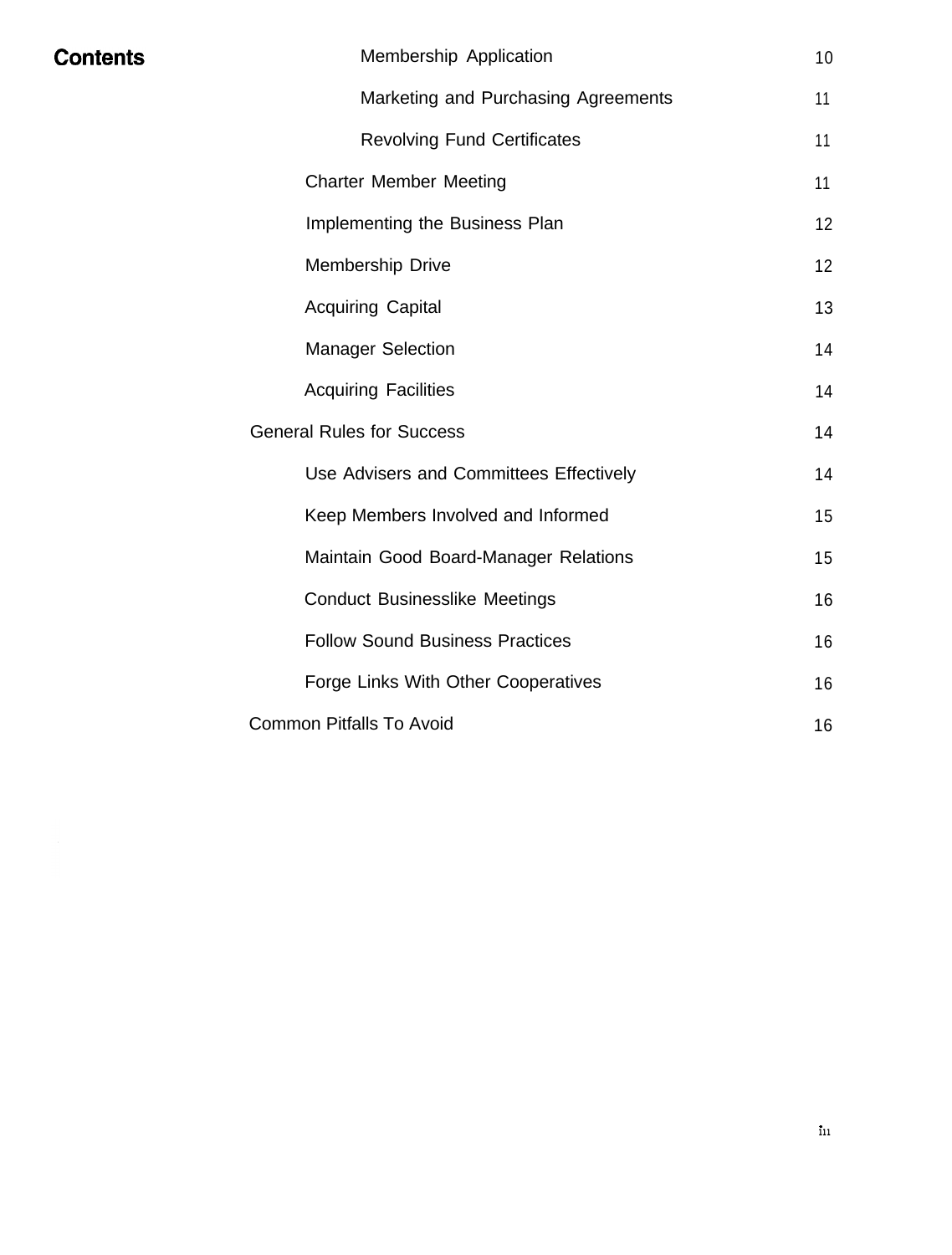**Contents**

| | |
|---|---|
| Membership Application | 10 |
| Marketing and Purchasing Agreements | 11 |
| Revolving Fund Certificates | 11 |
| Charter Member Meeting | 11 |
| Implementing the Business Plan | 12 |
| Membership Drive | 12 |
| Acquiring Capital | 13 |
| Manager Selection | 14 |
| Acquiring Facilities | 14 |
| General Rules for Success | 14 |
| Use Advisers and Committees Effectively | 14 |
| Keep Members Involved and Informed | 15 |
| Maintain Good Board-Manager Relations | 15 |
| Conduct Businesslike Meetings | 16 |
| Follow Sound Business Practices | 16 |
| Forge Links With Other Cooperatives | 16 |
| Common Pitfalls To Avoid | 16 |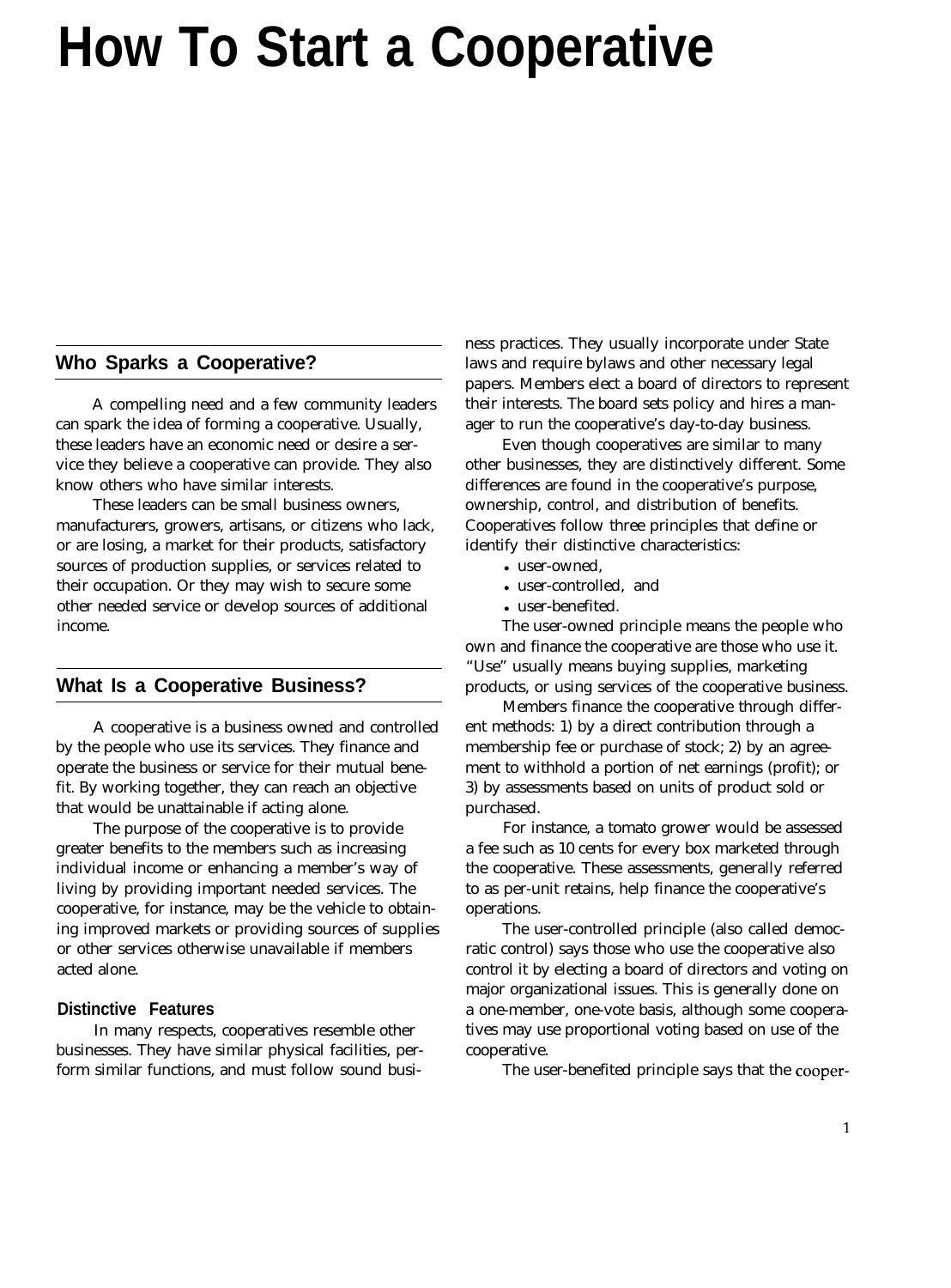# How To Start a Cooperative

## Who Sparks a Cooperative?

A compelling need and a few community leaders can spark the idea of forming a cooperative. Usually, these leaders have an economic need or desire a service they believe a cooperative can provide. They also know others who have similar interests.

These leaders can be small business owners, manufacturers, growers, artisans, or citizens who lack, or are losing, a market for their products, satisfactory sources of production supplies, or services related to their occupation. Or they may wish to secure some other needed service or develop sources of additional income.

## What Is a Cooperative Business?

A cooperative is a business owned and controlled by the people who use its services. They finance and operate the business or service for their mutual benefit. By working together, they can reach an objective that would be unattainable if acting alone.

The purpose of the cooperative is to provide greater benefits to the members such as increasing individual income or enhancing a member's way of living by providing important needed services. The cooperative, for instance, may be the vehicle to obtaining improved markets or providing sources of supplies or other services otherwise unavailable if members acted alone.

### Distinctive Features

In many respects, cooperatives resemble other businesses. They have similar physical facilities, perform similar functions, and must follow sound business practices. They usually incorporate under State laws and require bylaws and other necessary legal papers. Members elect a board of directors to represent their interests. The board sets policy and hires a manager to run the cooperative's day-to-day business.

Even though cooperatives are similar to many other businesses, they are distinctively different. Some differences are found in the cooperative's purpose, ownership, control, and distribution of benefits. Cooperatives follow three principles that define or identify their distinctive characteristics:

- user-owned,
- user-controlled, and
- user-benefited.

The user-owned principle means the people who own and finance the cooperative are those who use it. "Use" usually means buying supplies, marketing products, or using services of the cooperative business.

Members finance the cooperative through different methods: 1) by a direct contribution through a membership fee or purchase of stock; 2) by an agreement to withhold a portion of net earnings (profit); or 3) by assessments based on units of product sold or purchased.

For instance, a tomato grower would be assessed a fee such as 10 cents for every box marketed through the cooperative. These assessments, generally referred to as per-unit retains, help finance the cooperative's operations.

The user-controlled principle (also called democratic control) says those who use the cooperative also control it by electing a board of directors and voting on major organizational issues. This is generally done on a one-member, one-vote basis, although some cooperatives may use proportional voting based on use of the cooperative.

The user-benefited principle says that the cooper-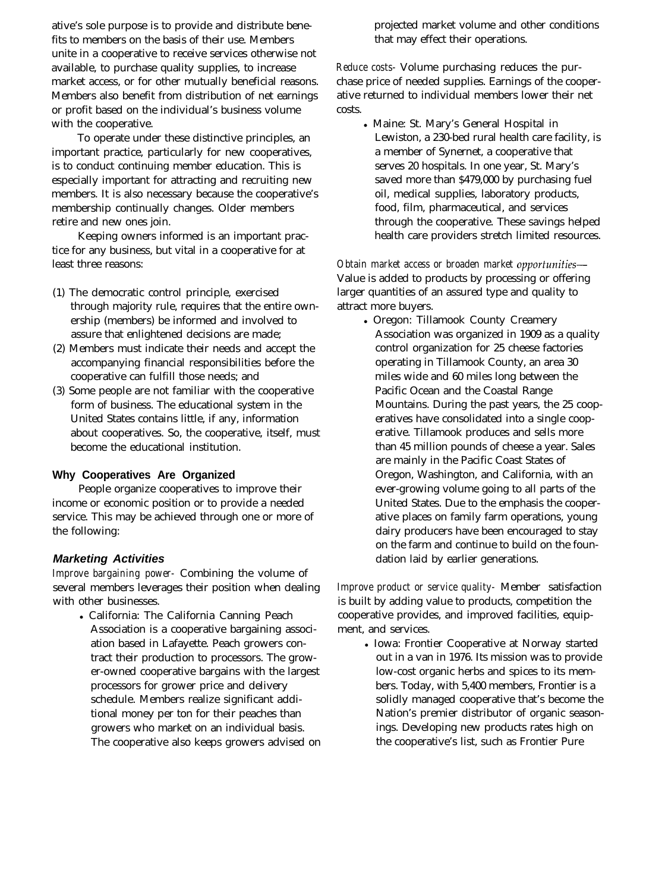ative's sole purpose is to provide and distribute benefits to members on the basis of their use. Members unite in a cooperative to receive services otherwise not available, to purchase quality supplies, to increase market access, or for other mutually beneficial reasons. Members also benefit from distribution of net earnings or profit based on the individual's business volume with the cooperative.

To operate under these distinctive principles, an important practice, particularly for new cooperatives, is to conduct continuing member education. This is especially important for attracting and recruiting new members. It is also necessary because the cooperative's membership continually changes. Older members retire and new ones join.

Keeping owners informed is an important practice for any business, but vital in a cooperative for at least three reasons:

(1) The democratic control principle, exercised through majority rule, requires that the entire ownership (members) be informed and involved to assure that enlightened decisions are made;
(2) Members must indicate their needs and accept the accompanying financial responsibilities before the cooperative can fulfill those needs; and
(3) Some people are not familiar with the cooperative form of business. The educational system in the United States contains little, if any, information about cooperatives. So, the cooperative, itself, must become the educational institution.

## Why Cooperatives Are Organized

People organize cooperatives to improve their income or economic position or to provide a needed service. This may be achieved through one or more of the following:

### *Marketing Activities*

*Improve bargaining power*- Combining the volume of several members leverages their position when dealing with other businesses.

- California: The California Canning Peach Association is a cooperative bargaining association based in Lafayette. Peach growers contract their production to processors. The grower-owned cooperative bargains with the largest processors for grower price and delivery schedule. Members realize significant additional money per ton for their peaches than growers who market on an individual basis. The cooperative also keeps growers advised on projected market volume and other conditions that may effect their operations.

*Reduce costs*- Volume purchasing reduces the purchase price of needed supplies. Earnings of the cooperative returned to individual members lower their net costs.

- Maine: St. Mary's General Hospital in Lewiston, a 230-bed rural health care facility, is a member of Synernet, a cooperative that serves 20 hospitals. In one year, St. Mary's saved more than $479,000 by purchasing fuel oil, medical supplies, laboratory products, food, film, pharmaceutical, and services through the cooperative. These savings helped health care providers stretch limited resources.

*Obtain market access or broaden market opportunities*— Value is added to products by processing or offering larger quantities of an assured type and quality to attract more buyers.

- Oregon: Tillamook County Creamery Association was organized in 1909 as a quality control organization for 25 cheese factories operating in Tillamook County, an area 30 miles wide and 60 miles long between the Pacific Ocean and the Coastal Range Mountains. During the past years, the 25 cooperatives have consolidated into a single cooperative. Tillamook produces and sells more than 45 million pounds of cheese a year. Sales are mainly in the Pacific Coast States of Oregon, Washington, and California, with an ever-growing volume going to all parts of the United States. Due to the emphasis the cooperative places on family farm operations, young dairy producers have been encouraged to stay on the farm and continue to build on the foundation laid by earlier generations.

*Improve product or service quality*- Member satisfaction is built by adding value to products, competition the cooperative provides, and improved facilities, equipment, and services.

- Iowa: Frontier Cooperative at Norway started out in a van in 1976. Its mission was to provide low-cost organic herbs and spices to its members. Today, with 5,400 members, Frontier is a solidly managed cooperative that's become the Nation's premier distributor of organic seasonings. Developing new products rates high on the cooperative's list, such as Frontier Pure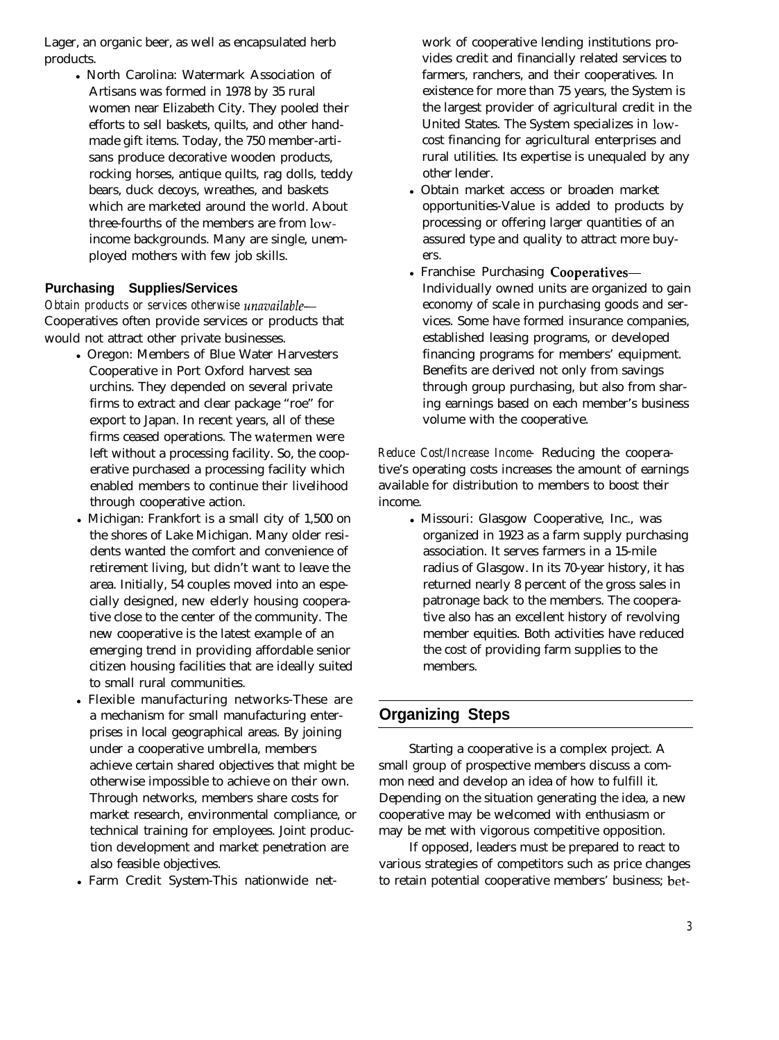Lager, an organic beer, as well as encapsulated herb products.

- North Carolina: Watermark Association of Artisans was formed in 1978 by 35 rural women near Elizabeth City. They pooled their efforts to sell baskets, quilts, and other handmade gift items. Today, the 750 member-artisans produce decorative wooden products, rocking horses, antique quilts, rag dolls, teddy bears, duck decoys, wreathes, and baskets which are marketed around the world. About three-fourths of the members are from low-income backgrounds. Many are single, unemployed mothers with few job skills.

#### Purchasing Supplies/Services

*Obtain products or services otherwise unavailable—* Cooperatives often provide services or products that would not attract other private businesses.

- Oregon: Members of Blue Water Harvesters Cooperative in Port Oxford harvest sea urchins. They depended on several private firms to extract and clear package "roe" for export to Japan. In recent years, all of these firms ceased operations. The watermen were left without a processing facility. So, the cooperative purchased a processing facility which enabled members to continue their livelihood through cooperative action.
- Michigan: Frankfort is a small city of 1,500 on the shores of Lake Michigan. Many older residents wanted the comfort and convenience of retirement living, but didn't want to leave the area. Initially, 54 couples moved into an especially designed, new elderly housing cooperative close to the center of the community. The new cooperative is the latest example of an emerging trend in providing affordable senior citizen housing facilities that are ideally suited to small rural communities.
- Flexible manufacturing networks-These are a mechanism for small manufacturing enterprises in local geographical areas. By joining under a cooperative umbrella, members achieve certain shared objectives that might be otherwise impossible to achieve on their own. Through networks, members share costs for market research, environmental compliance, or technical training for employees. Joint production development and market penetration are also feasible objectives.
- Farm Credit System-This nationwide network of cooperative lending institutions provides credit and financially related services to farmers, ranchers, and their cooperatives. In existence for more than 75 years, the System is the largest provider of agricultural credit in the United States. The System specializes in low-cost financing for agricultural enterprises and rural utilities. Its expertise is unequaled by any other lender.
- Obtain market access or broaden market opportunities-Value is added to products by processing or offering larger quantities of an assured type and quality to attract more buyers.
- Franchise Purchasing Cooperatives— Individually owned units are organized to gain economy of scale in purchasing goods and services. Some have formed insurance companies, established leasing programs, or developed financing programs for members' equipment. Benefits are derived not only from savings through group purchasing, but also from sharing earnings based on each member's business volume with the cooperative.

*Reduce Cost/Increase Income-* Reducing the cooperative's operating costs increases the amount of earnings available for distribution to members to boost their income.

- Missouri: Glasgow Cooperative, Inc., was organized in 1923 as a farm supply purchasing association. It serves farmers in a 15-mile radius of Glasgow. In its 70-year history, it has returned nearly 8 percent of the gross sales in patronage back to the members. The cooperative also has an excellent history of revolving member equities. Both activities have reduced the cost of providing farm supplies to the members.

## Organizing Steps

Starting a cooperative is a complex project. A small group of prospective members discuss a common need and develop an idea of how to fulfill it. Depending on the situation generating the idea, a new cooperative may be welcomed with enthusiasm or may be met with vigorous competitive opposition.

If opposed, leaders must be prepared to react to various strategies of competitors such as price changes to retain potential cooperative members' business; bet-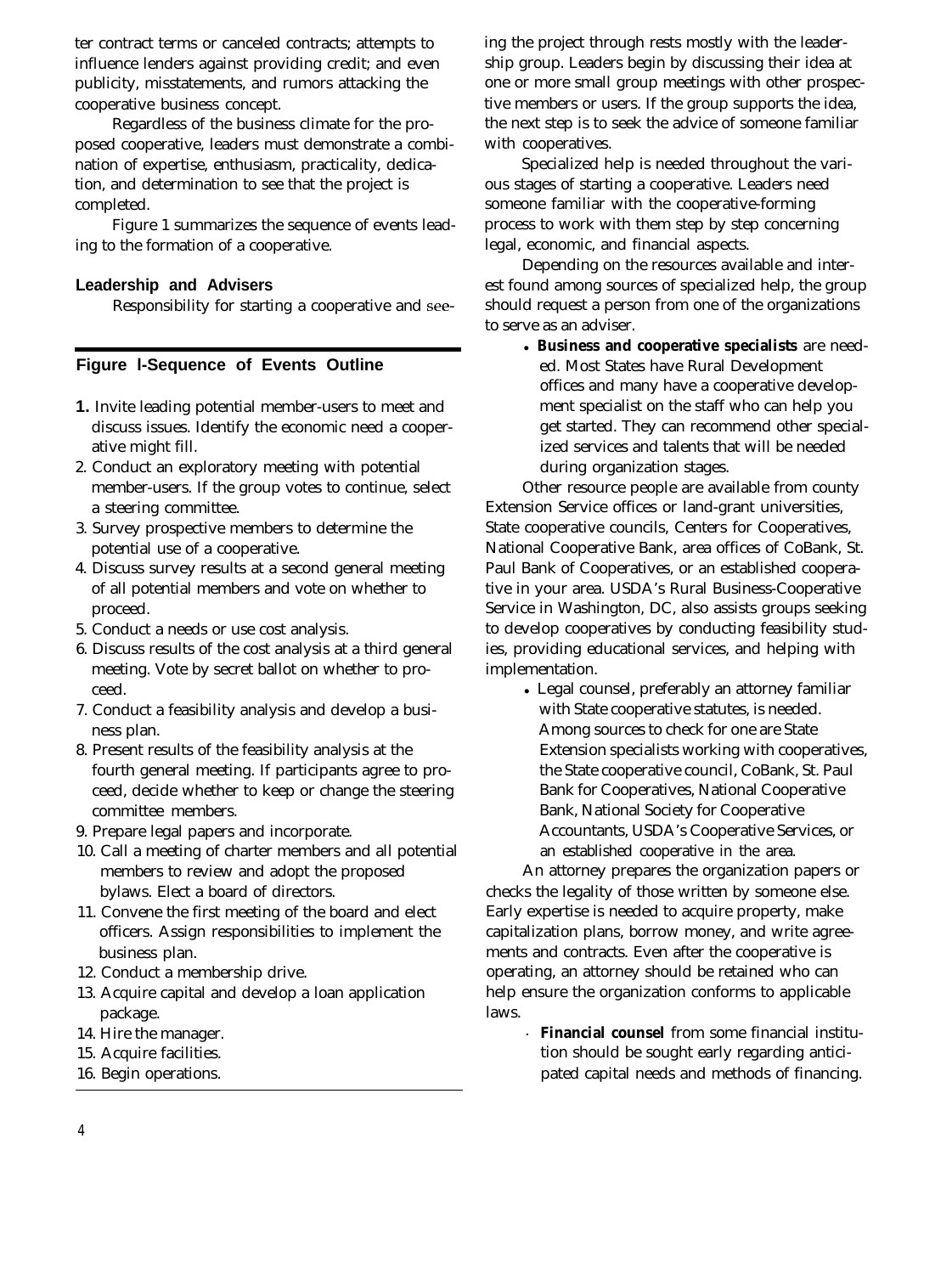ter contract terms or canceled contracts; attempts to influence lenders against providing credit; and even publicity, misstatements, and rumors attacking the cooperative business concept.

Regardless of the business climate for the proposed cooperative, leaders must demonstrate a combination of expertise, enthusiasm, practicality, dedication, and determination to see that the project is completed.

Figure 1 summarizes the sequence of events leading to the formation of a cooperative.

### Leadership and Advisers

Responsibility for starting a cooperative and seeing the project through rests mostly with the leadership group. Leaders begin by discussing their idea at one or more small group meetings with other prospective members or users. If the group supports the idea, the next step is to seek the advice of someone familiar with cooperatives.

Specialized help is needed throughout the various stages of starting a cooperative. Leaders need someone familiar with the cooperative-forming process to work with them step by step concerning legal, economic, and financial aspects.

Depending on the resources available and interest found among sources of specialized help, the group should request a person from one of the organizations to serve as an adviser.

- **Business and cooperative specialists** are needed. Most States have Rural Development offices and many have a cooperative development specialist on the staff who can help you get started. They can recommend other specialized services and talents that will be needed during organization stages.

Other resource people are available from county Extension Service offices or land-grant universities, State cooperative councils, Centers for Cooperatives, National Cooperative Bank, area offices of CoBank, St. Paul Bank of Cooperatives, or an established cooperative in your area. USDA's Rural Business-Cooperative Service in Washington, DC, also assists groups seeking to develop cooperatives by conducting feasibility studies, providing educational services, and helping with implementation.

- Legal counsel, preferably an attorney familiar with State cooperative statutes, is needed. Among sources to check for one are State Extension specialists working with cooperatives, the State cooperative council, CoBank, St. Paul Bank for Cooperatives, National Cooperative Bank, National Society for Cooperative Accountants, USDA's Cooperative Services, or an established cooperative in the area.

An attorney prepares the organization papers or checks the legality of those written by someone else. Early expertise is needed to acquire property, make capitalization plans, borrow money, and write agreements and contracts. Even after the cooperative is operating, an attorney should be retained who can help ensure the organization conforms to applicable laws.

- **Financial counsel** from some financial institution should be sought early regarding anticipated capital needs and methods of financing.

---

**Figure 1-Sequence of Events Outline**

1. Invite leading potential member-users to meet and discuss issues. Identify the economic need a cooperative might fill.
2. Conduct an exploratory meeting with potential member-users. If the group votes to continue, select a steering committee.
3. Survey prospective members to determine the potential use of a cooperative.
4. Discuss survey results at a second general meeting of all potential members and vote on whether to proceed.
5. Conduct a needs or use cost analysis.
6. Discuss results of the cost analysis at a third general meeting. Vote by secret ballot on whether to proceed.
7. Conduct a feasibility analysis and develop a business plan.
8. Present results of the feasibility analysis at the fourth general meeting. If participants agree to proceed, decide whether to keep or change the steering committee members.
9. Prepare legal papers and incorporate.
10. Call a meeting of charter members and all potential members to review and adopt the proposed bylaws. Elect a board of directors.
11. Convene the first meeting of the board and elect officers. Assign responsibilities to implement the business plan.
12. Conduct a membership drive.
13. Acquire capital and develop a loan application package.
14. Hire the manager.
15. Acquire facilities.
16. Begin operations.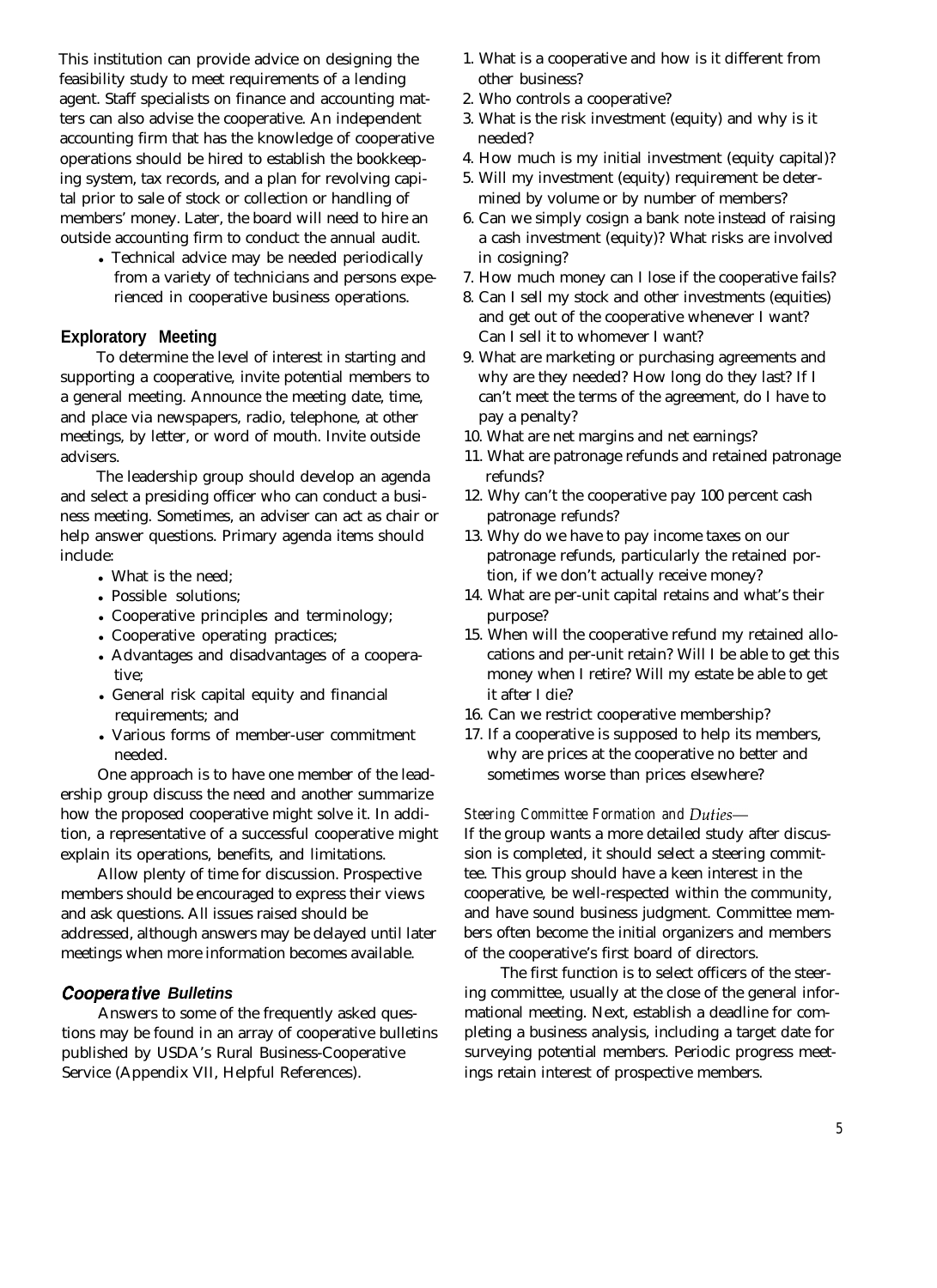This institution can provide advice on designing the feasibility study to meet requirements of a lending agent. Staff specialists on finance and accounting matters can also advise the cooperative. An independent accounting firm that has the knowledge of cooperative operations should be hired to establish the bookkeeping system, tax records, and a plan for revolving capital prior to sale of stock or collection or handling of members' money. Later, the board will need to hire an outside accounting firm to conduct the annual audit.

- Technical advice may be needed periodically from a variety of technicians and persons experienced in cooperative business operations.

## Exploratory Meeting

To determine the level of interest in starting and supporting a cooperative, invite potential members to a general meeting. Announce the meeting date, time, and place via newspapers, radio, telephone, at other meetings, by letter, or word of mouth. Invite outside advisers.

The leadership group should develop an agenda and select a presiding officer who can conduct a business meeting. Sometimes, an adviser can act as chair or help answer questions. Primary agenda items should include:

- What is the need;
- Possible solutions;
- Cooperative principles and terminology;
- Cooperative operating practices;
- Advantages and disadvantages of a cooperative;
- General risk capital equity and financial requirements; and
- Various forms of member-user commitment needed.

One approach is to have one member of the leadership group discuss the need and another summarize how the proposed cooperative might solve it. In addition, a representative of a successful cooperative might explain its operations, benefits, and limitations.

Allow plenty of time for discussion. Prospective members should be encouraged to express their views and ask questions. All issues raised should be addressed, although answers may be delayed until later meetings when more information becomes available.

## *Cooperative Bulletins*

Answers to some of the frequently asked questions may be found in an array of cooperative bulletins published by USDA's Rural Business-Cooperative Service (Appendix VII, Helpful References).

1. What is a cooperative and how is it different from other business?
2. Who controls a cooperative?
3. What is the risk investment (equity) and why is it needed?
4. How much is my initial investment (equity capital)?
5. Will my investment (equity) requirement be determined by volume or by number of members?
6. Can we simply cosign a bank note instead of raising a cash investment (equity)? What risks are involved in cosigning?
7. How much money can I lose if the cooperative fails?
8. Can I sell my stock and other investments (equities) and get out of the cooperative whenever I want? Can I sell it to whomever I want?
9. What are marketing or purchasing agreements and why are they needed? How long do they last? If I can't meet the terms of the agreement, do I have to pay a penalty?
10. What are net margins and net earnings?
11. What are patronage refunds and retained patronage refunds?
12. Why can't the cooperative pay 100 percent cash patronage refunds?
13. Why do we have to pay income taxes on our patronage refunds, particularly the retained portion, if we don't actually receive money?
14. What are per-unit capital retains and what's their purpose?
15. When will the cooperative refund my retained allocations and per-unit retain? Will I be able to get this money when I retire? Will my estate be able to get it after I die?
16. Can we restrict cooperative membership?
17. If a cooperative is supposed to help its members, why are prices at the cooperative no better and sometimes worse than prices elsewhere?

*Steering Committee Formation and Duties*—
If the group wants a more detailed study after discussion is completed, it should select a steering committee. This group should have a keen interest in the cooperative, be well-respected within the community, and have sound business judgment. Committee members often become the initial organizers and members of the cooperative's first board of directors.

The first function is to select officers of the steering committee, usually at the close of the general informational meeting. Next, establish a deadline for completing a business analysis, including a target date for surveying potential members. Periodic progress meetings retain interest of prospective members.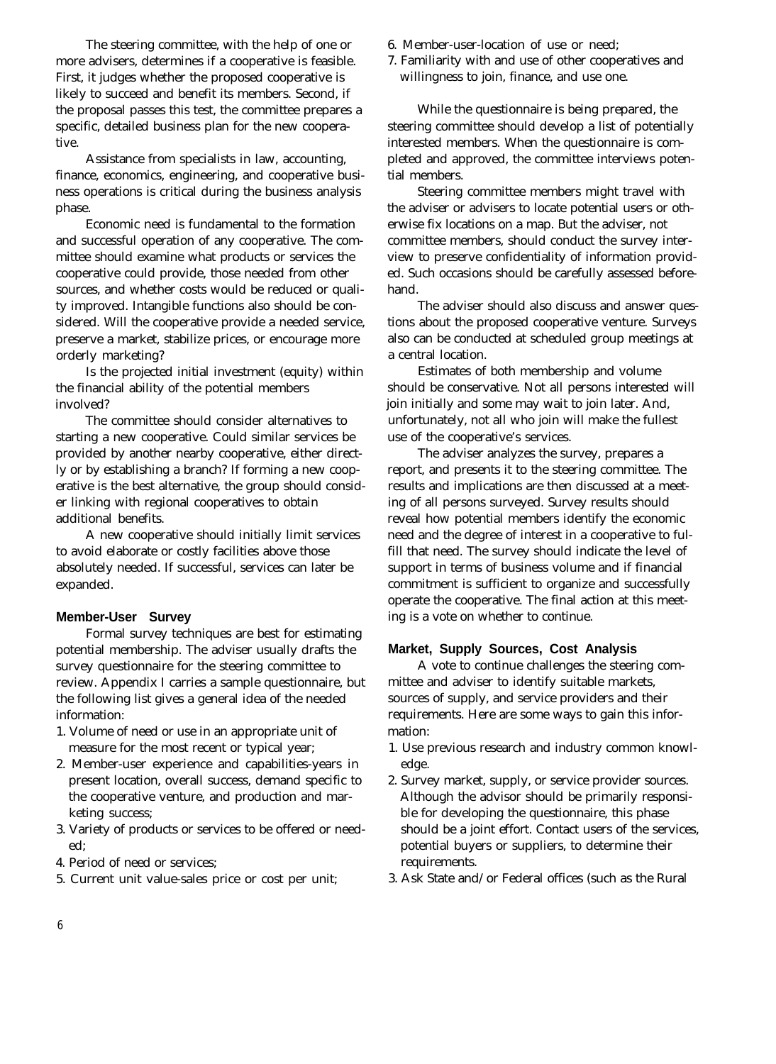The steering committee, with the help of one or more advisers, determines if a cooperative is feasible. First, it judges whether the proposed cooperative is likely to succeed and benefit its members. Second, if the proposal passes this test, the committee prepares a specific, detailed business plan for the new cooperative.

Assistance from specialists in law, accounting, finance, economics, engineering, and cooperative business operations is critical during the business analysis phase.

Economic need is fundamental to the formation and successful operation of any cooperative. The committee should examine what products or services the cooperative could provide, those needed from other sources, and whether costs would be reduced or quality improved. Intangible functions also should be considered. Will the cooperative provide a needed service, preserve a market, stabilize prices, or encourage more orderly marketing?

Is the projected initial investment (equity) within the financial ability of the potential members involved?

The committee should consider alternatives to starting a new cooperative. Could similar services be provided by another nearby cooperative, either directly or by establishing a branch? If forming a new cooperative is the best alternative, the group should consider linking with regional cooperatives to obtain additional benefits.

A new cooperative should initially limit services to avoid elaborate or costly facilities above those absolutely needed. If successful, services can later be expanded.

### Member-User Survey

Formal survey techniques are best for estimating potential membership. The adviser usually drafts the survey questionnaire for the steering committee to review. Appendix I carries a sample questionnaire, but the following list gives a general idea of the needed information:

1. Volume of need or use in an appropriate unit of measure for the most recent or typical year;
2. Member-user experience and capabilities-years in present location, overall success, demand specific to the cooperative venture, and production and marketing success;
3. Variety of products or services to be offered or needed;
4. Period of need or services;
5. Current unit value-sales price or cost per unit;
6. Member-user-location of use or need;
7. Familiarity with and use of other cooperatives and willingness to join, finance, and use one.

While the questionnaire is being prepared, the steering committee should develop a list of potentially interested members. When the questionnaire is completed and approved, the committee interviews potential members.

Steering committee members might travel with the adviser or advisers to locate potential users or otherwise fix locations on a map. But the adviser, not committee members, should conduct the survey interview to preserve confidentiality of information provided. Such occasions should be carefully assessed beforehand.

The adviser should also discuss and answer questions about the proposed cooperative venture. Surveys also can be conducted at scheduled group meetings at a central location.

Estimates of both membership and volume should be conservative. Not all persons interested will join initially and some may wait to join later. And, unfortunately, not all who join will make the fullest use of the cooperative's services.

The adviser analyzes the survey, prepares a report, and presents it to the steering committee. The results and implications are then discussed at a meeting of all persons surveyed. Survey results should reveal how potential members identify the economic need and the degree of interest in a cooperative to fulfill that need. The survey should indicate the level of support in terms of business volume and if financial commitment is sufficient to organize and successfully operate the cooperative. The final action at this meeting is a vote on whether to continue.

### Market, Supply Sources, Cost Analysis

A vote to continue challenges the steering committee and adviser to identify suitable markets, sources of supply, and service providers and their requirements. Here are some ways to gain this information:

1. Use previous research and industry common knowledge.
2. Survey market, supply, or service provider sources. Although the advisor should be primarily responsible for developing the questionnaire, this phase should be a joint effort. Contact users of the services, potential buyers or suppliers, to determine their requirements.
3. Ask State and/or Federal offices (such as the Rural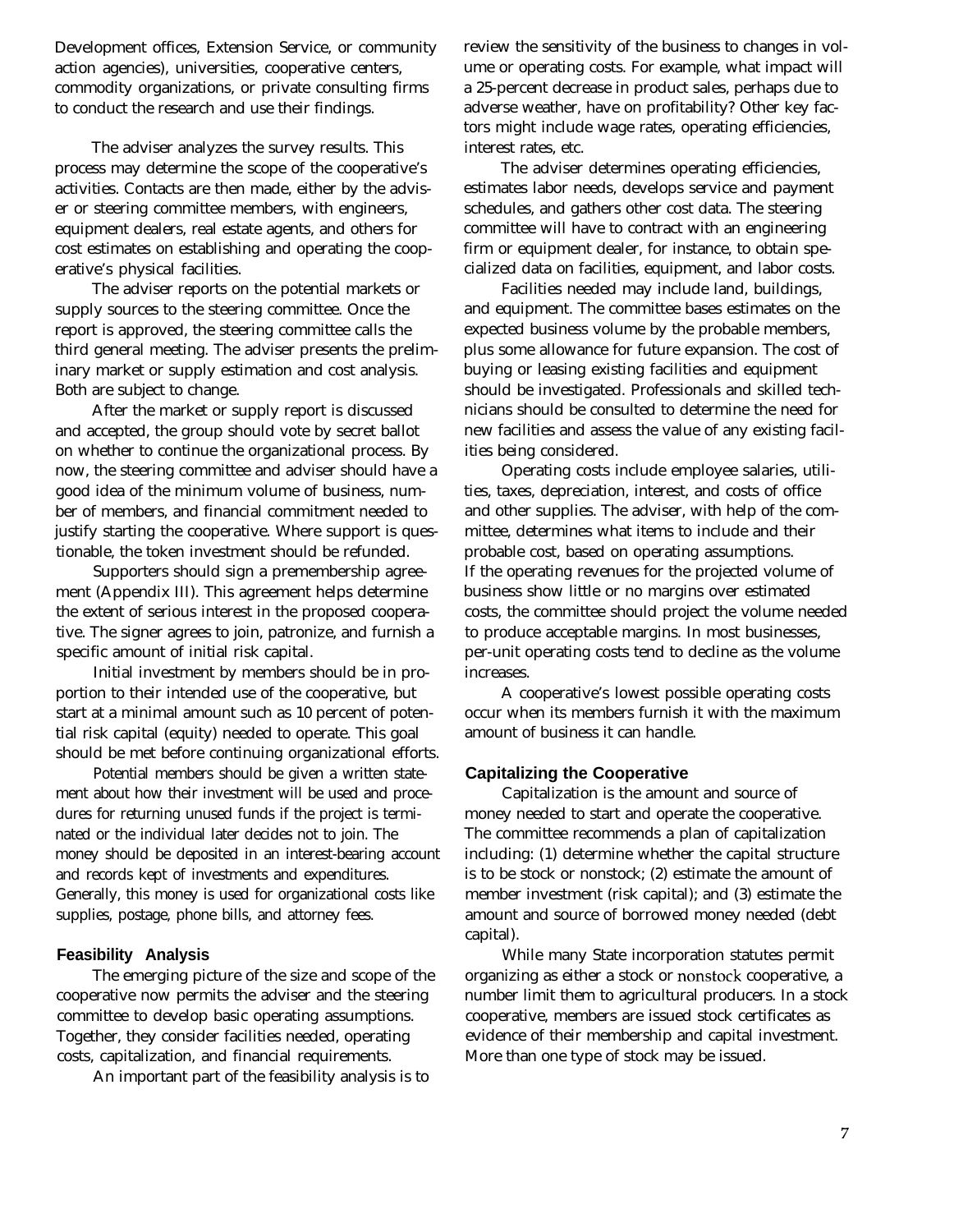Development offices, Extension Service, or community action agencies), universities, cooperative centers, commodity organizations, or private consulting firms to conduct the research and use their findings.

The adviser analyzes the survey results. This process may determine the scope of the cooperative's activities. Contacts are then made, either by the adviser or steering committee members, with engineers, equipment dealers, real estate agents, and others for cost estimates on establishing and operating the cooperative's physical facilities.

The adviser reports on the potential markets or supply sources to the steering committee. Once the report is approved, the steering committee calls the third general meeting. The adviser presents the preliminary market or supply estimation and cost analysis. Both are subject to change.

After the market or supply report is discussed and accepted, the group should vote by secret ballot on whether to continue the organizational process. By now, the steering committee and adviser should have a good idea of the minimum volume of business, number of members, and financial commitment needed to justify starting the cooperative. Where support is questionable, the token investment should be refunded.

Supporters should sign a premembership agreement (Appendix III). This agreement helps determine the extent of serious interest in the proposed cooperative. The signer agrees to join, patronize, and furnish a specific amount of initial risk capital.

Initial investment by members should be in proportion to their intended use of the cooperative, but start at a minimal amount such as 10 percent of potential risk capital (equity) needed to operate. This goal should be met before continuing organizational efforts.

Potential members should be given a written statement about how their investment will be used and procedures for returning unused funds if the project is terminated or the individual later decides not to join. The money should be deposited in an interest-bearing account and records kept of investments and expenditures. Generally, this money is used for organizational costs like supplies, postage, phone bills, and attorney fees.

## Feasibility Analysis

The emerging picture of the size and scope of the cooperative now permits the adviser and the steering committee to develop basic operating assumptions. Together, they consider facilities needed, operating costs, capitalization, and financial requirements.

An important part of the feasibility analysis is to review the sensitivity of the business to changes in volume or operating costs. For example, what impact will a 25-percent decrease in product sales, perhaps due to adverse weather, have on profitability? Other key factors might include wage rates, operating efficiencies, interest rates, etc.

The adviser determines operating efficiencies, estimates labor needs, develops service and payment schedules, and gathers other cost data. The steering committee will have to contract with an engineering firm or equipment dealer, for instance, to obtain specialized data on facilities, equipment, and labor costs.

Facilities needed may include land, buildings, and equipment. The committee bases estimates on the expected business volume by the probable members, plus some allowance for future expansion. The cost of buying or leasing existing facilities and equipment should be investigated. Professionals and skilled technicians should be consulted to determine the need for new facilities and assess the value of any existing facilities being considered.

Operating costs include employee salaries, utilities, taxes, depreciation, interest, and costs of office and other supplies. The adviser, with help of the committee, determines what items to include and their probable cost, based on operating assumptions. If the operating revenues for the projected volume of business show little or no margins over estimated costs, the committee should project the volume needed to produce acceptable margins. In most businesses, per-unit operating costs tend to decline as the volume increases.

A cooperative's lowest possible operating costs occur when its members furnish it with the maximum amount of business it can handle.

## Capitalizing the Cooperative

Capitalization is the amount and source of money needed to start and operate the cooperative. The committee recommends a plan of capitalization including: (1) determine whether the capital structure is to be stock or nonstock; (2) estimate the amount of member investment (risk capital); and (3) estimate the amount and source of borrowed money needed (debt capital).

While many State incorporation statutes permit organizing as either a stock or nonstock cooperative, a number limit them to agricultural producers. In a stock cooperative, members are issued stock certificates as evidence of their membership and capital investment. More than one type of stock may be issued.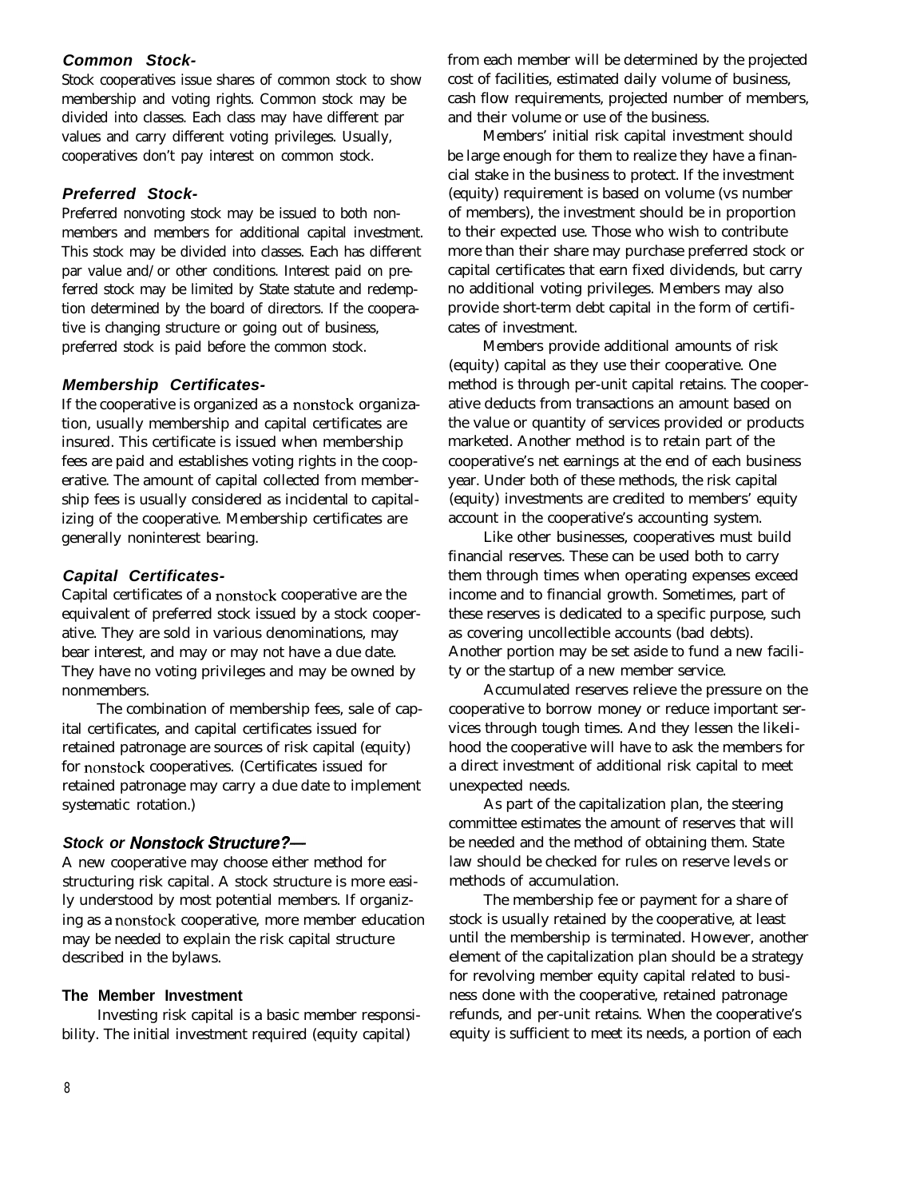### Common Stock-

Stock cooperatives issue shares of common stock to show membership and voting rights. Common stock may be divided into classes. Each class may have different par values and carry different voting privileges. Usually, cooperatives don't pay interest on common stock.

### Preferred Stock-

Preferred nonvoting stock may be issued to both nonmembers and members for additional capital investment. This stock may be divided into classes. Each has different par value and/or other conditions. Interest paid on preferred stock may be limited by State statute and redemption determined by the board of directors. If the cooperative is changing structure or going out of business, preferred stock is paid before the common stock.

### Membership Certificates-

If the cooperative is organized as a nonstock organization, usually membership and capital certificates are insured. This certificate is issued when membership fees are paid and establishes voting rights in the cooperative. The amount of capital collected from membership fees is usually considered as incidental to capitalizing of the cooperative. Membership certificates are generally noninterest bearing.

### Capital Certificates-

Capital certificates of a nonstock cooperative are the equivalent of preferred stock issued by a stock cooperative. They are sold in various denominations, may bear interest, and may or may not have a due date. They have no voting privileges and may be owned by nonmembers.

The combination of membership fees, sale of capital certificates, and capital certificates issued for retained patronage are sources of risk capital (equity) for nonstock cooperatives. (Certificates issued for retained patronage may carry a due date to implement systematic rotation.)

### Stock or Nonstock Structure?—

A new cooperative may choose either method for structuring risk capital. A stock structure is more easily understood by most potential members. If organizing as a nonstock cooperative, more member education may be needed to explain the risk capital structure described in the bylaws.

### The Member Investment

Investing risk capital is a basic member responsibility. The initial investment required (equity capital) from each member will be determined by the projected cost of facilities, estimated daily volume of business, cash flow requirements, projected number of members, and their volume or use of the business.

Members' initial risk capital investment should be large enough for them to realize they have a financial stake in the business to protect. If the investment (equity) requirement is based on volume (vs number of members), the investment should be in proportion to their expected use. Those who wish to contribute more than their share may purchase preferred stock or capital certificates that earn fixed dividends, but carry no additional voting privileges. Members may also provide short-term debt capital in the form of certificates of investment.

Members provide additional amounts of risk (equity) capital as they use their cooperative. One method is through per-unit capital retains. The cooperative deducts from transactions an amount based on the value or quantity of services provided or products marketed. Another method is to retain part of the cooperative's net earnings at the end of each business year. Under both of these methods, the risk capital (equity) investments are credited to members' equity account in the cooperative's accounting system.

Like other businesses, cooperatives must build financial reserves. These can be used both to carry them through times when operating expenses exceed income and to financial growth. Sometimes, part of these reserves is dedicated to a specific purpose, such as covering uncollectible accounts (bad debts). Another portion may be set aside to fund a new facility or the startup of a new member service.

Accumulated reserves relieve the pressure on the cooperative to borrow money or reduce important services through tough times. And they lessen the likelihood the cooperative will have to ask the members for a direct investment of additional risk capital to meet unexpected needs.

As part of the capitalization plan, the steering committee estimates the amount of reserves that will be needed and the method of obtaining them. State law should be checked for rules on reserve levels or methods of accumulation.

The membership fee or payment for a share of stock is usually retained by the cooperative, at least until the membership is terminated. However, another element of the capitalization plan should be a strategy for revolving member equity capital related to business done with the cooperative, retained patronage refunds, and per-unit retains. When the cooperative's equity is sufficient to meet its needs, a portion of each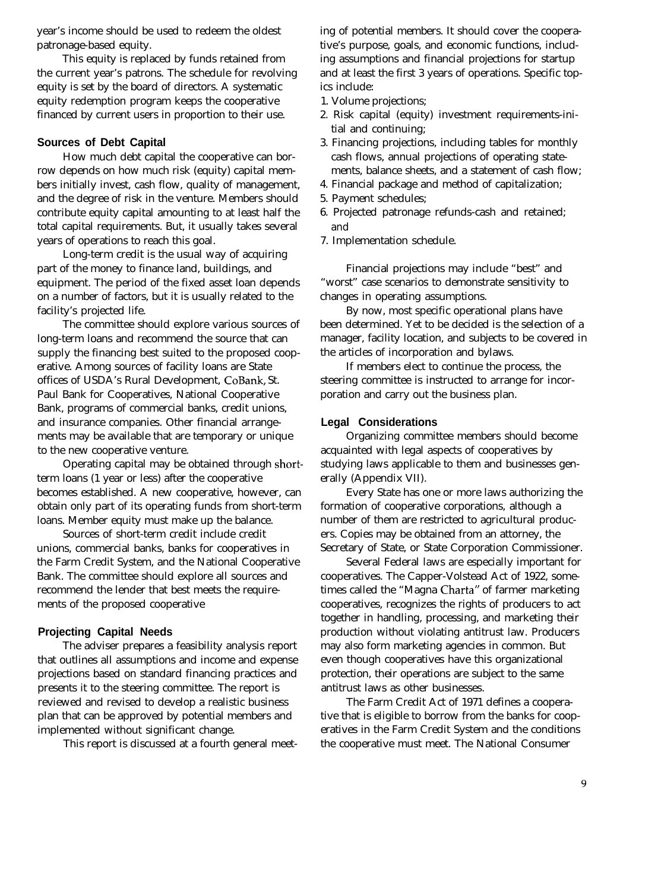year's income should be used to redeem the oldest patronage-based equity.

This equity is replaced by funds retained from the current year's patrons. The schedule for revolving equity is set by the board of directors. A systematic equity redemption program keeps the cooperative financed by current users in proportion to their use.

### Sources of Debt Capital

How much debt capital the cooperative can borrow depends on how much risk (equity) capital members initially invest, cash flow, quality of management, and the degree of risk in the venture. Members should contribute equity capital amounting to at least half the total capital requirements. But, it usually takes several years of operations to reach this goal.

Long-term credit is the usual way of acquiring part of the money to finance land, buildings, and equipment. The period of the fixed asset loan depends on a number of factors, but it is usually related to the facility's projected life.

The committee should explore various sources of long-term loans and recommend the source that can supply the financing best suited to the proposed cooperative. Among sources of facility loans are State offices of USDA's Rural Development, CoBank, St. Paul Bank for Cooperatives, National Cooperative Bank, programs of commercial banks, credit unions, and insurance companies. Other financial arrangements may be available that are temporary or unique to the new cooperative venture.

Operating capital may be obtained through short-term loans (1 year or less) after the cooperative becomes established. A new cooperative, however, can obtain only part of its operating funds from short-term loans. Member equity must make up the balance.

Sources of short-term credit include credit unions, commercial banks, banks for cooperatives in the Farm Credit System, and the National Cooperative Bank. The committee should explore all sources and recommend the lender that best meets the requirements of the proposed cooperative

### Projecting Capital Needs

The adviser prepares a feasibility analysis report that outlines all assumptions and income and expense projections based on standard financing practices and presents it to the steering committee. The report is reviewed and revised to develop a realistic business plan that can be approved by potential members and implemented without significant change.

This report is discussed at a fourth general meeting of potential members. It should cover the cooperative's purpose, goals, and economic functions, including assumptions and financial projections for startup and at least the first 3 years of operations. Specific topics include:

1. Volume projections;
2. Risk capital (equity) investment requirements-initial and continuing;
3. Financing projections, including tables for monthly cash flows, annual projections of operating statements, balance sheets, and a statement of cash flow;
4. Financial package and method of capitalization;
5. Payment schedules;
6. Projected patronage refunds-cash and retained; and
7. Implementation schedule.

Financial projections may include "best" and "worst" case scenarios to demonstrate sensitivity to changes in operating assumptions.

By now, most specific operational plans have been determined. Yet to be decided is the selection of a manager, facility location, and subjects to be covered in the articles of incorporation and bylaws.

If members elect to continue the process, the steering committee is instructed to arrange for incorporation and carry out the business plan.

### Legal Considerations

Organizing committee members should become acquainted with legal aspects of cooperatives by studying laws applicable to them and businesses generally (Appendix VII).

Every State has one or more laws authorizing the formation of cooperative corporations, although a number of them are restricted to agricultural producers. Copies may be obtained from an attorney, the Secretary of State, or State Corporation Commissioner.

Several Federal laws are especially important for cooperatives. The Capper-Volstead Act of 1922, sometimes called the "Magna Charta" of farmer marketing cooperatives, recognizes the rights of producers to act together in handling, processing, and marketing their production without violating antitrust law. Producers may also form marketing agencies in common. But even though cooperatives have this organizational protection, their operations are subject to the same antitrust laws as other businesses.

The Farm Credit Act of 1971 defines a cooperative that is eligible to borrow from the banks for cooperatives in the Farm Credit System and the conditions the cooperative must meet. The National Consumer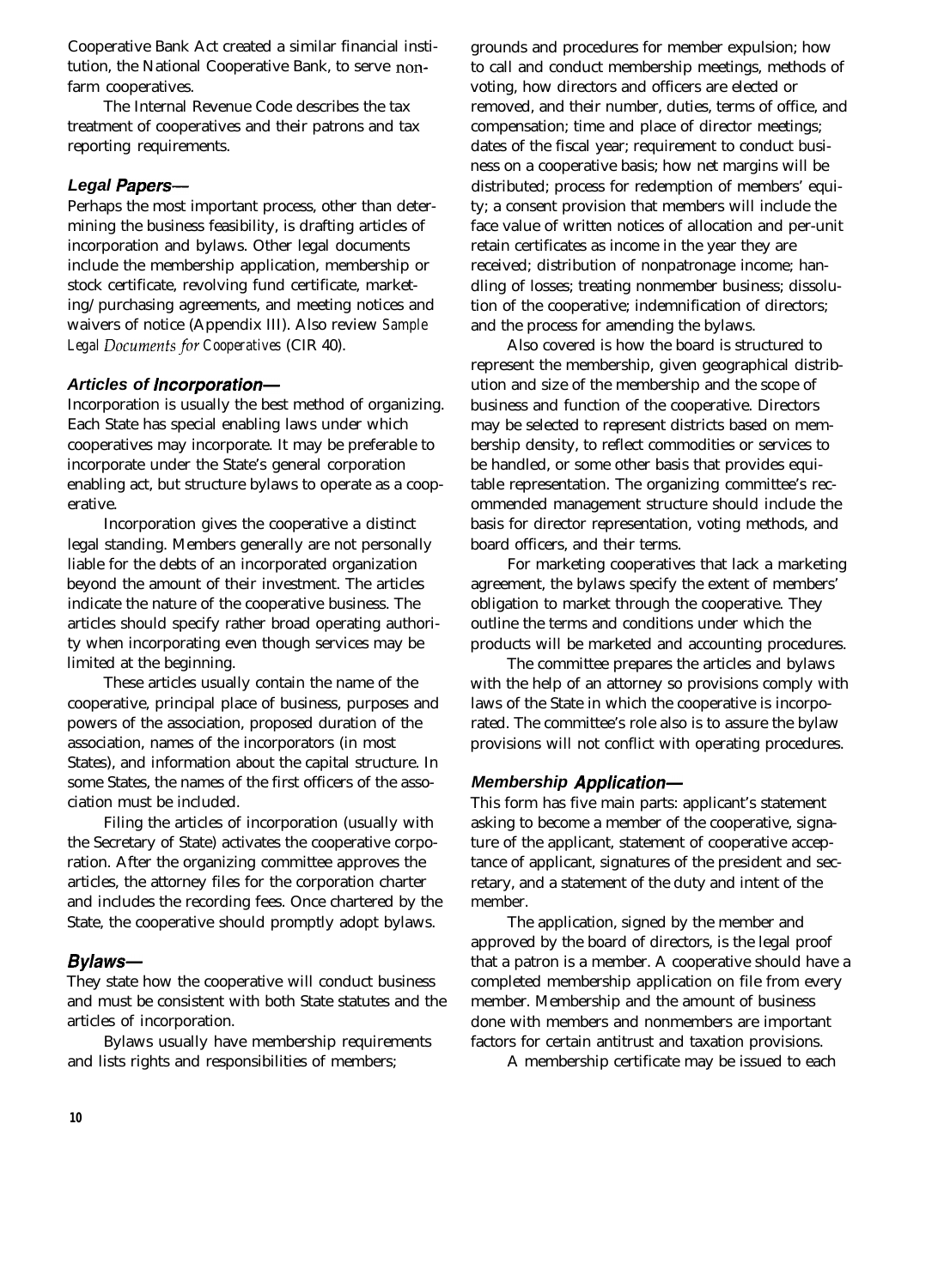Cooperative Bank Act created a similar financial institution, the National Cooperative Bank, to serve nonfarm cooperatives.

The Internal Revenue Code describes the tax treatment of cooperatives and their patrons and tax reporting requirements.

### *Legal Papers—*

Perhaps the most important process, other than determining the business feasibility, is drafting articles of incorporation and bylaws. Other legal documents include the membership application, membership or stock certificate, revolving fund certificate, marketing/purchasing agreements, and meeting notices and waivers of notice (Appendix III). Also review *Sample Legal Documents for Cooperatives* (CIR 40).

### *Articles of Incorporation—*

Incorporation is usually the best method of organizing. Each State has special enabling laws under which cooperatives may incorporate. It may be preferable to incorporate under the State's general corporation enabling act, but structure bylaws to operate as a cooperative.

Incorporation gives the cooperative a distinct legal standing. Members generally are not personally liable for the debts of an incorporated organization beyond the amount of their investment. The articles indicate the nature of the cooperative business. The articles should specify rather broad operating authority when incorporating even though services may be limited at the beginning.

These articles usually contain the name of the cooperative, principal place of business, purposes and powers of the association, proposed duration of the association, names of the incorporators (in most States), and information about the capital structure. In some States, the names of the first officers of the association must be included.

Filing the articles of incorporation (usually with the Secretary of State) activates the cooperative corporation. After the organizing committee approves the articles, the attorney files for the corporation charter and includes the recording fees. Once chartered by the State, the cooperative should promptly adopt bylaws.

### *Bylaws—*

They state how the cooperative will conduct business and must be consistent with both State statutes and the articles of incorporation.

Bylaws usually have membership requirements and lists rights and responsibilities of members; grounds and procedures for member expulsion; how to call and conduct membership meetings, methods of voting, how directors and officers are elected or removed, and their number, duties, terms of office, and compensation; time and place of director meetings; dates of the fiscal year; requirement to conduct business on a cooperative basis; how net margins will be distributed; process for redemption of members' equity; a consent provision that members will include the face value of written notices of allocation and per-unit retain certificates as income in the year they are received; distribution of nonpatronage income; handling of losses; treating nonmember business; dissolution of the cooperative; indemnification of directors; and the process for amending the bylaws.

Also covered is how the board is structured to represent the membership, given geographical distribution and size of the membership and the scope of business and function of the cooperative. Directors may be selected to represent districts based on membership density, to reflect commodities or services to be handled, or some other basis that provides equitable representation. The organizing committee's recommended management structure should include the basis for director representation, voting methods, and board officers, and their terms.

For marketing cooperatives that lack a marketing agreement, the bylaws specify the extent of members' obligation to market through the cooperative. They outline the terms and conditions under which the products will be marketed and accounting procedures.

The committee prepares the articles and bylaws with the help of an attorney so provisions comply with laws of the State in which the cooperative is incorporated. The committee's role also is to assure the bylaw provisions will not conflict with operating procedures.

### *Membership Application—*

This form has five main parts: applicant's statement asking to become a member of the cooperative, signature of the applicant, statement of cooperative acceptance of applicant, signatures of the president and secretary, and a statement of the duty and intent of the member.

The application, signed by the member and approved by the board of directors, is the legal proof that a patron is a member. A cooperative should have a completed membership application on file from every member. Membership and the amount of business done with members and nonmembers are important factors for certain antitrust and taxation provisions.

A membership certificate may be issued to each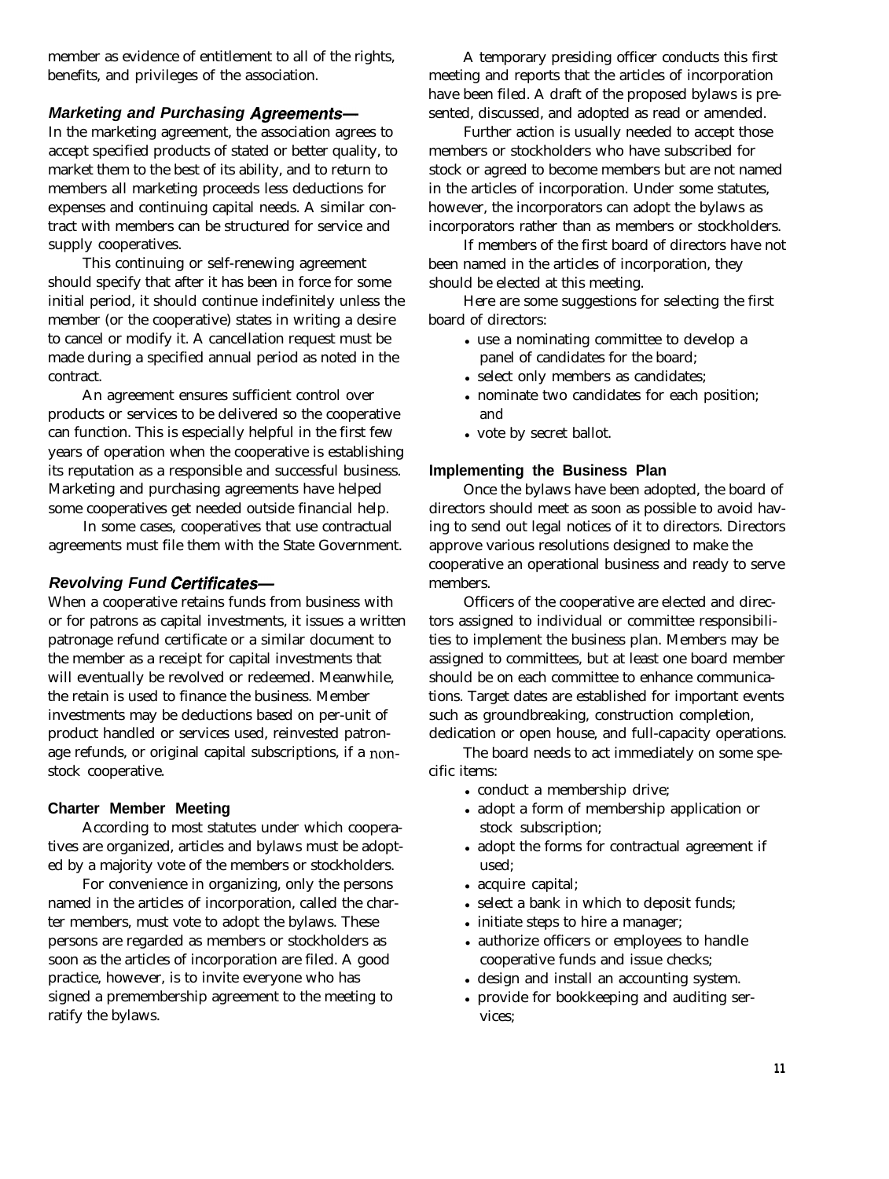member as evidence of entitlement to all of the rights, benefits, and privileges of the association.

### *Marketing and Purchasing Agreements—*

In the marketing agreement, the association agrees to accept specified products of stated or better quality, to market them to the best of its ability, and to return to members all marketing proceeds less deductions for expenses and continuing capital needs. A similar contract with members can be structured for service and supply cooperatives.

This continuing or self-renewing agreement should specify that after it has been in force for some initial period, it should continue indefinitely unless the member (or the cooperative) states in writing a desire to cancel or modify it. A cancellation request must be made during a specified annual period as noted in the contract.

An agreement ensures sufficient control over products or services to be delivered so the cooperative can function. This is especially helpful in the first few years of operation when the cooperative is establishing its reputation as a responsible and successful business. Marketing and purchasing agreements have helped some cooperatives get needed outside financial help.

In some cases, cooperatives that use contractual agreements must file them with the State Government.

### *Revolving Fund Certificates—*

When a cooperative retains funds from business with or for patrons as capital investments, it issues a written patronage refund certificate or a similar document to the member as a receipt for capital investments that will eventually be revolved or redeemed. Meanwhile, the retain is used to finance the business. Member investments may be deductions based on per-unit of product handled or services used, reinvested patronage refunds, or original capital subscriptions, if a nonstock cooperative.

## Charter Member Meeting

According to most statutes under which cooperatives are organized, articles and bylaws must be adopted by a majority vote of the members or stockholders.

For convenience in organizing, only the persons named in the articles of incorporation, called the charter members, must vote to adopt the bylaws. These persons are regarded as members or stockholders as soon as the articles of incorporation are filed. A good practice, however, is to invite everyone who has signed a premembership agreement to the meeting to ratify the bylaws.

A temporary presiding officer conducts this first meeting and reports that the articles of incorporation have been filed. A draft of the proposed bylaws is presented, discussed, and adopted as read or amended.

Further action is usually needed to accept those members or stockholders who have subscribed for stock or agreed to become members but are not named in the articles of incorporation. Under some statutes, however, the incorporators can adopt the bylaws as incorporators rather than as members or stockholders.

If members of the first board of directors have not been named in the articles of incorporation, they should be elected at this meeting.

Here are some suggestions for selecting the first board of directors:

- use a nominating committee to develop a panel of candidates for the board;
- select only members as candidates;
- nominate two candidates for each position; and
- vote by secret ballot.

## Implementing the Business Plan

Once the bylaws have been adopted, the board of directors should meet as soon as possible to avoid having to send out legal notices of it to directors. Directors approve various resolutions designed to make the cooperative an operational business and ready to serve members.

Officers of the cooperative are elected and directors assigned to individual or committee responsibilities to implement the business plan. Members may be assigned to committees, but at least one board member should be on each committee to enhance communications. Target dates are established for important events such as groundbreaking, construction completion, dedication or open house, and full-capacity operations.

The board needs to act immediately on some specific items:

- conduct a membership drive;
- adopt a form of membership application or stock subscription;
- adopt the forms for contractual agreement if used;
- acquire capital;
- select a bank in which to deposit funds;
- initiate steps to hire a manager;
- authorize officers or employees to handle cooperative funds and issue checks;
- design and install an accounting system.
- provide for bookkeeping and auditing services;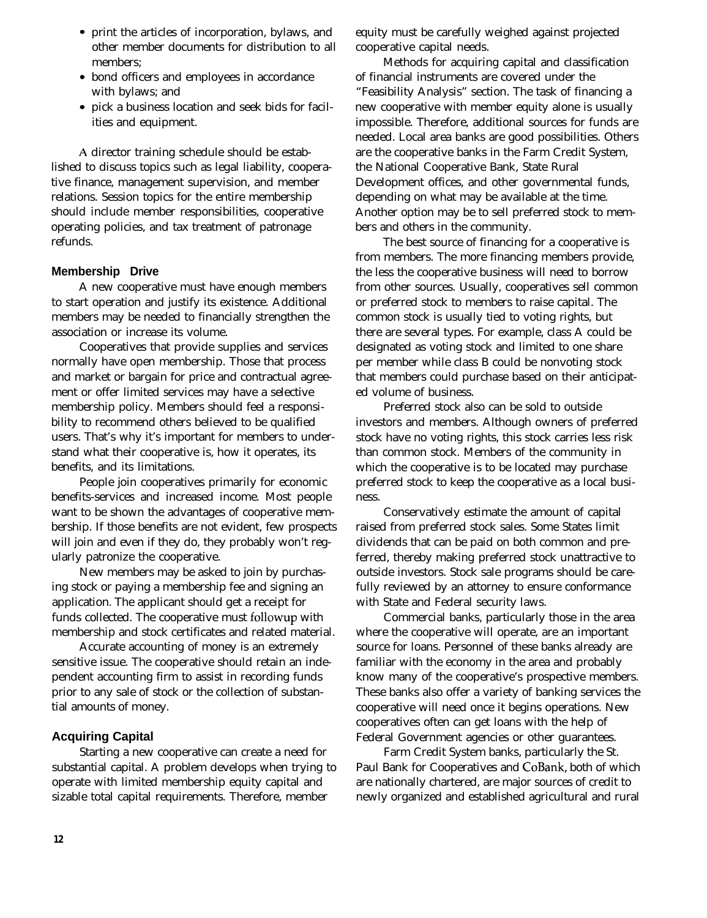- print the articles of incorporation, bylaws, and other member documents for distribution to all members;
- bond officers and employees in accordance with bylaws; and
- pick a business location and seek bids for facilities and equipment.

A director training schedule should be established to discuss topics such as legal liability, cooperative finance, management supervision, and member relations. Session topics for the entire membership should include member responsibilities, cooperative operating policies, and tax treatment of patronage refunds.

### Membership Drive

A new cooperative must have enough members to start operation and justify its existence. Additional members may be needed to financially strengthen the association or increase its volume.

Cooperatives that provide supplies and services normally have open membership. Those that process and market or bargain for price and contractual agreement or offer limited services may have a selective membership policy. Members should feel a responsibility to recommend others believed to be qualified users. That's why it's important for members to understand what their cooperative is, how it operates, its benefits, and its limitations.

People join cooperatives primarily for economic benefits-services and increased income. Most people want to be shown the advantages of cooperative membership. If those benefits are not evident, few prospects will join and even if they do, they probably won't regularly patronize the cooperative.

New members may be asked to join by purchasing stock or paying a membership fee and signing an application. The applicant should get a receipt for funds collected. The cooperative must followup with membership and stock certificates and related material.

Accurate accounting of money is an extremely sensitive issue. The cooperative should retain an independent accounting firm to assist in recording funds prior to any sale of stock or the collection of substantial amounts of money.

### Acquiring Capital

Starting a new cooperative can create a need for substantial capital. A problem develops when trying to operate with limited membership equity capital and sizable total capital requirements. Therefore, member equity must be carefully weighed against projected cooperative capital needs.

Methods for acquiring capital and classification of financial instruments are covered under the "Feasibility Analysis" section. The task of financing a new cooperative with member equity alone is usually impossible. Therefore, additional sources for funds are needed. Local area banks are good possibilities. Others are the cooperative banks in the Farm Credit System, the National Cooperative Bank, State Rural Development offices, and other governmental funds, depending on what may be available at the time. Another option may be to sell preferred stock to members and others in the community.

The best source of financing for a cooperative is from members. The more financing members provide, the less the cooperative business will need to borrow from other sources. Usually, cooperatives sell common or preferred stock to members to raise capital. The common stock is usually tied to voting rights, but there are several types. For example, class A could be designated as voting stock and limited to one share per member while class B could be nonvoting stock that members could purchase based on their anticipated volume of business.

Preferred stock also can be sold to outside investors and members. Although owners of preferred stock have no voting rights, this stock carries less risk than common stock. Members of the community in which the cooperative is to be located may purchase preferred stock to keep the cooperative as a local business.

Conservatively estimate the amount of capital raised from preferred stock sales. Some States limit dividends that can be paid on both common and preferred, thereby making preferred stock unattractive to outside investors. Stock sale programs should be carefully reviewed by an attorney to ensure conformance with State and Federal security laws.

Commercial banks, particularly those in the area where the cooperative will operate, are an important source for loans. Personnel of these banks already are familiar with the economy in the area and probably know many of the cooperative's prospective members. These banks also offer a variety of banking services the cooperative will need once it begins operations. New cooperatives often can get loans with the help of Federal Government agencies or other guarantees.

Farm Credit System banks, particularly the St. Paul Bank for Cooperatives and CoBank, both of which are nationally chartered, are major sources of credit to newly organized and established agricultural and rural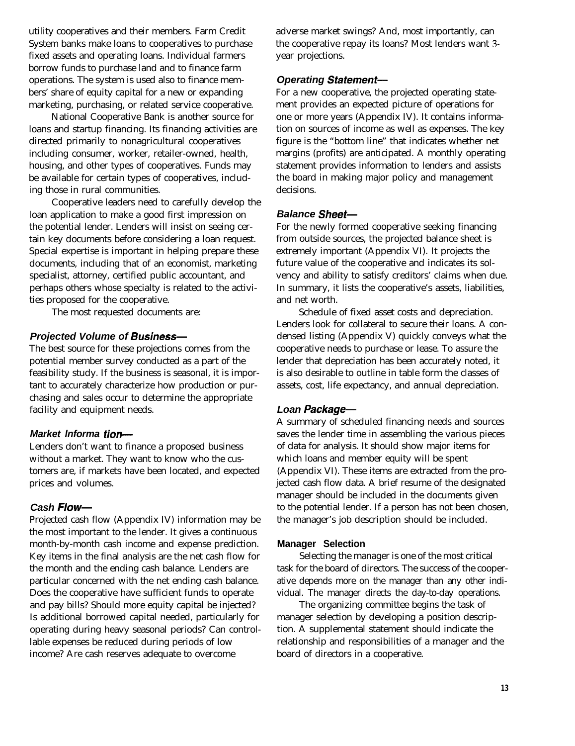utility cooperatives and their members. Farm Credit System banks make loans to cooperatives to purchase fixed assets and operating loans. Individual farmers borrow funds to purchase land and to finance farm operations. The system is used also to finance members' share of equity capital for a new or expanding marketing, purchasing, or related service cooperative.

National Cooperative Bank is another source for loans and startup financing. Its financing activities are directed primarily to nonagricultural cooperatives including consumer, worker, retailer-owned, health, housing, and other types of cooperatives. Funds may be available for certain types of cooperatives, including those in rural communities.

Cooperative leaders need to carefully develop the loan application to make a good first impression on the potential lender. Lenders will insist on seeing certain key documents before considering a loan request. Special expertise is important in helping prepare these documents, including that of an economist, marketing specialist, attorney, certified public accountant, and perhaps others whose specialty is related to the activities proposed for the cooperative.

The most requested documents are:

#### *Projected Volume of Business—*

The best source for these projections comes from the potential member survey conducted as a part of the feasibility study. If the business is seasonal, it is important to accurately characterize how production or purchasing and sales occur to determine the appropriate facility and equipment needs.

#### *Market Information—*

Lenders don't want to finance a proposed business without a market. They want to know who the customers are, if markets have been located, and expected prices and volumes.

#### *Cash Flow—*

Projected cash flow (Appendix IV) information may be the most important to the lender. It gives a continuous month-by-month cash income and expense prediction. Key items in the final analysis are the net cash flow for the month and the ending cash balance. Lenders are particular concerned with the net ending cash balance. Does the cooperative have sufficient funds to operate and pay bills? Should more equity capital be injected? Is additional borrowed capital needed, particularly for operating during heavy seasonal periods? Can controllable expenses be reduced during periods of low income? Are cash reserves adequate to overcome adverse market swings? And, most importantly, can the cooperative repay its loans? Most lenders want 3-year projections.

#### *Operating Statement—*

For a new cooperative, the projected operating statement provides an expected picture of operations for one or more years (Appendix IV). It contains information on sources of income as well as expenses. The key figure is the "bottom line" that indicates whether net margins (profits) are anticipated. A monthly operating statement provides information to lenders and assists the board in making major policy and management decisions.

#### *Balance Sheet—*

For the newly formed cooperative seeking financing from outside sources, the projected balance sheet is extremely important (Appendix VI). It projects the future value of the cooperative and indicates its solvency and ability to satisfy creditors' claims when due. In summary, it lists the cooperative's assets, liabilities, and net worth.

Schedule of fixed asset costs and depreciation. Lenders look for collateral to secure their loans. A condensed listing (Appendix V) quickly conveys what the cooperative needs to purchase or lease. To assure the lender that depreciation has been accurately noted, it is also desirable to outline in table form the classes of assets, cost, life expectancy, and annual depreciation.

#### *Loan Package—*

A summary of scheduled financing needs and sources saves the lender time in assembling the various pieces of data for analysis. It should show major items for which loans and member equity will be spent (Appendix VI). These items are extracted from the projected cash flow data. A brief resume of the designated manager should be included in the documents given to the potential lender. If a person has not been chosen, the manager's job description should be included.

### Manager Selection

Selecting the manager is one of the most critical task for the board of directors. The success of the cooperative depends more on the manager than any other individual. The manager directs the day-to-day operations.

The organizing committee begins the task of manager selection by developing a position description. A supplemental statement should indicate the relationship and responsibilities of a manager and the board of directors in a cooperative.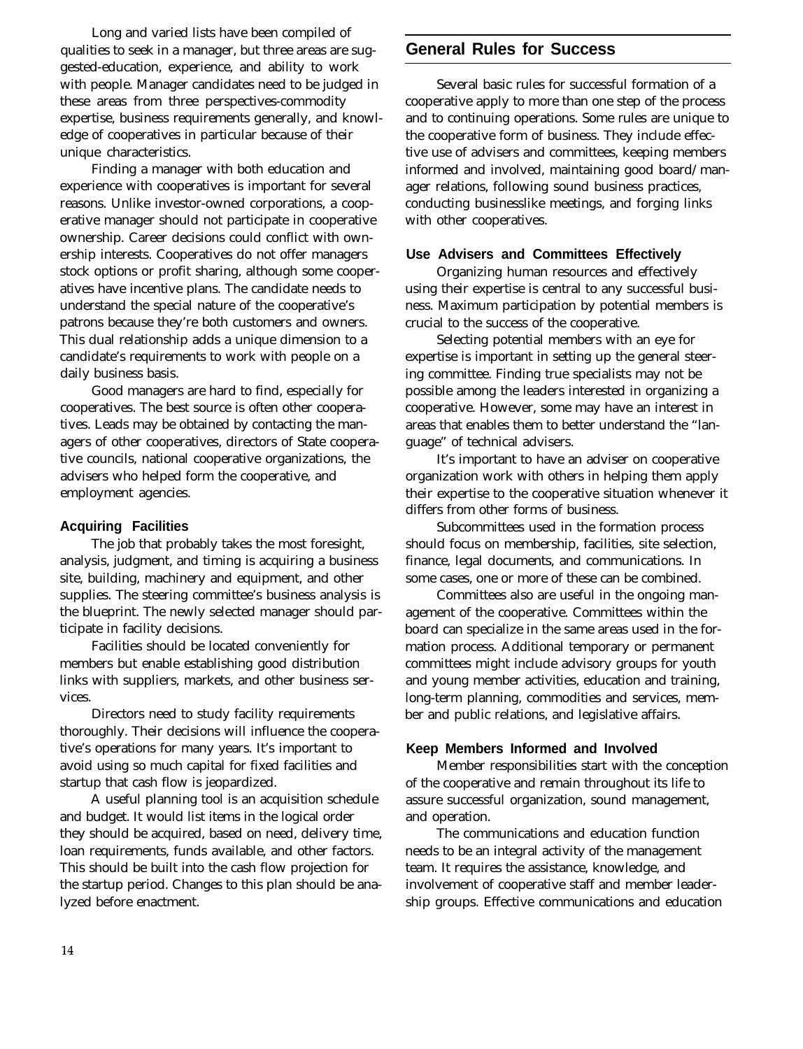Long and varied lists have been compiled of qualities to seek in a manager, but three areas are suggested-education, experience, and ability to work with people. Manager candidates need to be judged in these areas from three perspectives-commodity expertise, business requirements generally, and knowledge of cooperatives in particular because of their unique characteristics.

Finding a manager with both education and experience with cooperatives is important for several reasons. Unlike investor-owned corporations, a cooperative manager should not participate in cooperative ownership. Career decisions could conflict with ownership interests. Cooperatives do not offer managers stock options or profit sharing, although some cooperatives have incentive plans. The candidate needs to understand the special nature of the cooperative's patrons because they're both customers and owners. This dual relationship adds a unique dimension to a candidate's requirements to work with people on a daily business basis.

Good managers are hard to find, especially for cooperatives. The best source is often other cooperatives. Leads may be obtained by contacting the managers of other cooperatives, directors of State cooperative councils, national cooperative organizations, the advisers who helped form the cooperative, and employment agencies.

### Acquiring Facilities

The job that probably takes the most foresight, analysis, judgment, and timing is acquiring a business site, building, machinery and equipment, and other supplies. The steering committee's business analysis is the blueprint. The newly selected manager should participate in facility decisions.

Facilities should be located conveniently for members but enable establishing good distribution links with suppliers, markets, and other business services.

Directors need to study facility requirements thoroughly. Their decisions will influence the cooperative's operations for many years. It's important to avoid using so much capital for fixed facilities and startup that cash flow is jeopardized.

A useful planning tool is an acquisition schedule and budget. It would list items in the logical order they should be acquired, based on need, delivery time, loan requirements, funds available, and other factors. This should be built into the cash flow projection for the startup period. Changes to this plan should be analyzed before enactment.

## General Rules for Success

Several basic rules for successful formation of a cooperative apply to more than one step of the process and to continuing operations. Some rules are unique to the cooperative form of business. They include effective use of advisers and committees, keeping members informed and involved, maintaining good board/manager relations, following sound business practices, conducting businesslike meetings, and forging links with other cooperatives.

### Use Advisers and Committees Effectively

Organizing human resources and effectively using their expertise is central to any successful business. Maximum participation by potential members is crucial to the success of the cooperative.

Selecting potential members with an eye for expertise is important in setting up the general steering committee. Finding true specialists may not be possible among the leaders interested in organizing a cooperative. However, some may have an interest in areas that enables them to better understand the "language" of technical advisers.

It's important to have an adviser on cooperative organization work with others in helping them apply their expertise to the cooperative situation whenever it differs from other forms of business.

Subcommittees used in the formation process should focus on membership, facilities, site selection, finance, legal documents, and communications. In some cases, one or more of these can be combined.

Committees also are useful in the ongoing management of the cooperative. Committees within the board can specialize in the same areas used in the formation process. Additional temporary or permanent committees might include advisory groups for youth and young member activities, education and training, long-term planning, commodities and services, member and public relations, and legislative affairs.

### Keep Members Informed and Involved

Member responsibilities start with the conception of the cooperative and remain throughout its life to assure successful organization, sound management, and operation.

The communications and education function needs to be an integral activity of the management team. It requires the assistance, knowledge, and involvement of cooperative staff and member leadership groups. Effective communications and education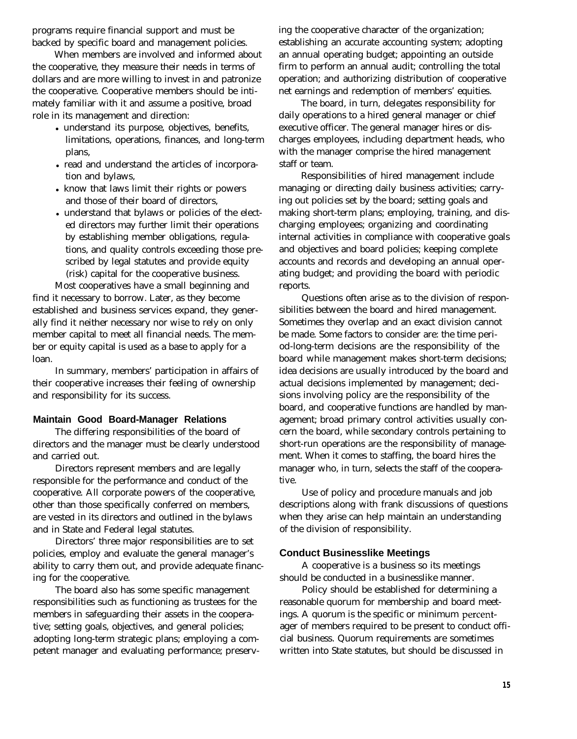programs require financial support and must be backed by specific board and management policies.

When members are involved and informed about the cooperative, they measure their needs in terms of dollars and are more willing to invest in and patronize the cooperative. Cooperative members should be intimately familiar with it and assume a positive, broad role in its management and direction:

- understand its purpose, objectives, benefits, limitations, operations, finances, and long-term plans,
- read and understand the articles of incorporation and bylaws,
- know that laws limit their rights or powers and those of their board of directors,
- understand that bylaws or policies of the elected directors may further limit their operations by establishing member obligations, regulations, and quality controls exceeding those prescribed by legal statutes and provide equity (risk) capital for the cooperative business.

Most cooperatives have a small beginning and find it necessary to borrow. Later, as they become established and business services expand, they generally find it neither necessary nor wise to rely on only member capital to meet all financial needs. The member or equity capital is used as a base to apply for a loan.

In summary, members' participation in affairs of their cooperative increases their feeling of ownership and responsibility for its success.

### Maintain Good Board-Manager Relations

The differing responsibilities of the board of directors and the manager must be clearly understood and carried out.

Directors represent members and are legally responsible for the performance and conduct of the cooperative. All corporate powers of the cooperative, other than those specifically conferred on members, are vested in its directors and outlined in the bylaws and in State and Federal legal statutes.

Directors' three major responsibilities are to set policies, employ and evaluate the general manager's ability to carry them out, and provide adequate financing for the cooperative.

The board also has some specific management responsibilities such as functioning as trustees for the members in safeguarding their assets in the cooperative; setting goals, objectives, and general policies; adopting long-term strategic plans; employing a competent manager and evaluating performance; preserving the cooperative character of the organization; establishing an accurate accounting system; adopting an annual operating budget; appointing an outside firm to perform an annual audit; controlling the total operation; and authorizing distribution of cooperative net earnings and redemption of members' equities.

The board, in turn, delegates responsibility for daily operations to a hired general manager or chief executive officer. The general manager hires or discharges employees, including department heads, who with the manager comprise the hired management staff or team.

Responsibilities of hired management include managing or directing daily business activities; carrying out policies set by the board; setting goals and making short-term plans; employing, training, and discharging employees; organizing and coordinating internal activities in compliance with cooperative goals and objectives and board policies; keeping complete accounts and records and developing an annual operating budget; and providing the board with periodic reports.

Questions often arise as to the division of responsibilities between the board and hired management. Sometimes they overlap and an exact division cannot be made. Some factors to consider are: the time period-long-term decisions are the responsibility of the board while management makes short-term decisions; idea decisions are usually introduced by the board and actual decisions implemented by management; decisions involving policy are the responsibility of the board, and cooperative functions are handled by management; broad primary control activities usually concern the board, while secondary controls pertaining to short-run operations are the responsibility of management. When it comes to staffing, the board hires the manager who, in turn, selects the staff of the cooperative.

Use of policy and procedure manuals and job descriptions along with frank discussions of questions when they arise can help maintain an understanding of the division of responsibility.

### Conduct Businesslike Meetings

A cooperative is a business so its meetings should be conducted in a businesslike manner.

Policy should be established for determining a reasonable quorum for membership and board meetings. A quorum is the specific or minimum percentager of members required to be present to conduct official business. Quorum requirements are sometimes written into State statutes, but should be discussed in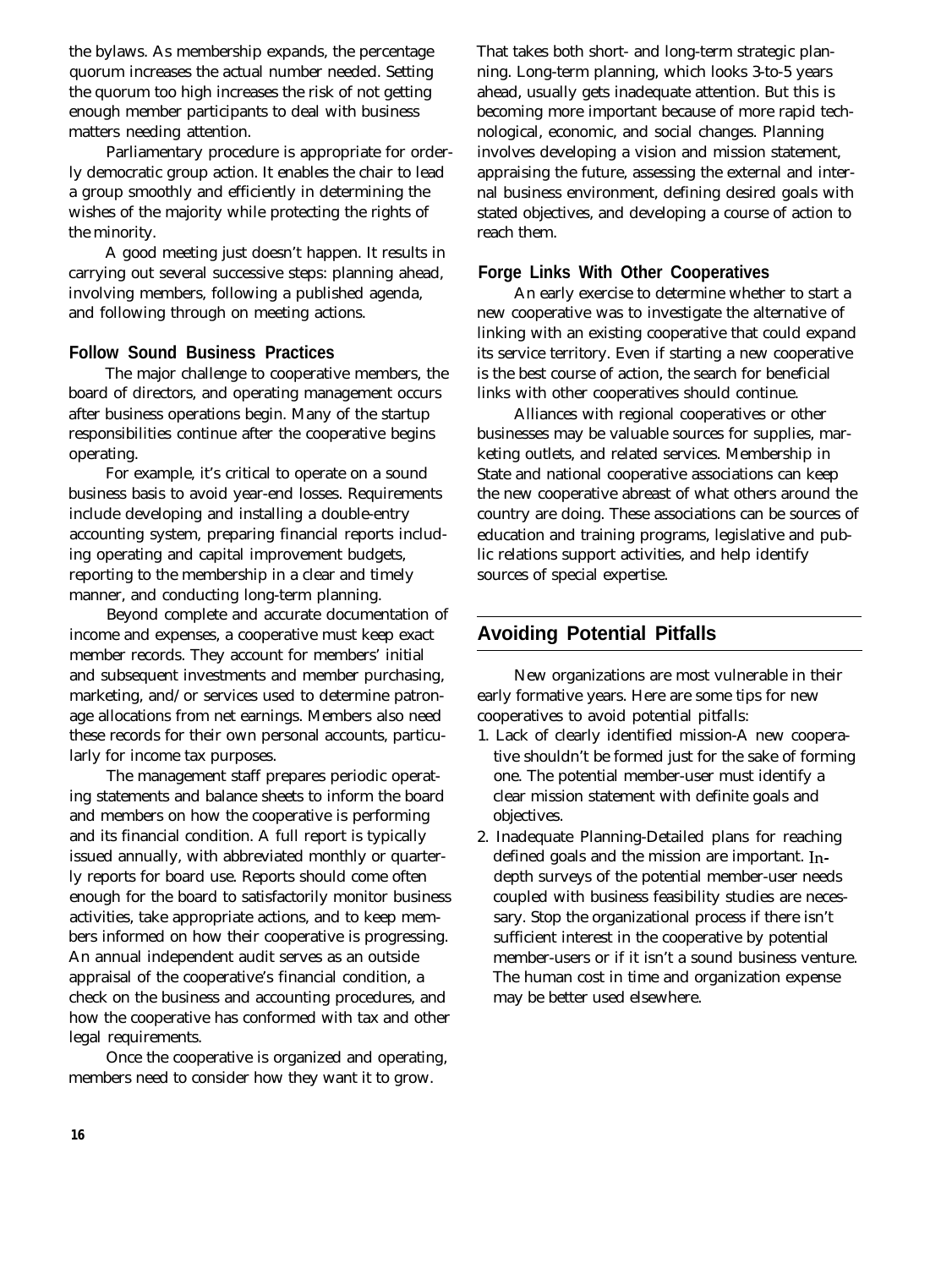the bylaws. As membership expands, the percentage quorum increases the actual number needed. Setting the quorum too high increases the risk of not getting enough member participants to deal with business matters needing attention.

Parliamentary procedure is appropriate for orderly democratic group action. It enables the chair to lead a group smoothly and efficiently in determining the wishes of the majority while protecting the rights of the minority.

A good meeting just doesn't happen. It results in carrying out several successive steps: planning ahead, involving members, following a published agenda, and following through on meeting actions.

### Follow Sound Business Practices

The major challenge to cooperative members, the board of directors, and operating management occurs after business operations begin. Many of the startup responsibilities continue after the cooperative begins operating.

For example, it's critical to operate on a sound business basis to avoid year-end losses. Requirements include developing and installing a double-entry accounting system, preparing financial reports including operating and capital improvement budgets, reporting to the membership in a clear and timely manner, and conducting long-term planning.

Beyond complete and accurate documentation of income and expenses, a cooperative must keep exact member records. They account for members' initial and subsequent investments and member purchasing, marketing, and/or services used to determine patronage allocations from net earnings. Members also need these records for their own personal accounts, particularly for income tax purposes.

The management staff prepares periodic operating statements and balance sheets to inform the board and members on how the cooperative is performing and its financial condition. A full report is typically issued annually, with abbreviated monthly or quarterly reports for board use. Reports should come often enough for the board to satisfactorily monitor business activities, take appropriate actions, and to keep members informed on how their cooperative is progressing. An annual independent audit serves as an outside appraisal of the cooperative's financial condition, a check on the business and accounting procedures, and how the cooperative has conformed with tax and other legal requirements.

Once the cooperative is organized and operating, members need to consider how they want it to grow. That takes both short- and long-term strategic planning. Long-term planning, which looks 3-to-5 years ahead, usually gets inadequate attention. But this is becoming more important because of more rapid technological, economic, and social changes. Planning involves developing a vision and mission statement, appraising the future, assessing the external and internal business environment, defining desired goals with stated objectives, and developing a course of action to reach them.

### Forge Links With Other Cooperatives

An early exercise to determine whether to start a new cooperative was to investigate the alternative of linking with an existing cooperative that could expand its service territory. Even if starting a new cooperative is the best course of action, the search for beneficial links with other cooperatives should continue.

Alliances with regional cooperatives or other businesses may be valuable sources for supplies, marketing outlets, and related services. Membership in State and national cooperative associations can keep the new cooperative abreast of what others around the country are doing. These associations can be sources of education and training programs, legislative and public relations support activities, and help identify sources of special expertise.

## Avoiding Potential Pitfalls

New organizations are most vulnerable in their early formative years. Here are some tips for new cooperatives to avoid potential pitfalls:

1. Lack of clearly identified mission-A new cooperative shouldn't be formed just for the sake of forming one. The potential member-user must identify a clear mission statement with definite goals and objectives.
2. Inadequate Planning-Detailed plans for reaching defined goals and the mission are important. In-depth surveys of the potential member-user needs coupled with business feasibility studies are necessary. Stop the organizational process if there isn't sufficient interest in the cooperative by potential member-users or if it isn't a sound business venture. The human cost in time and organization expense may be better used elsewhere.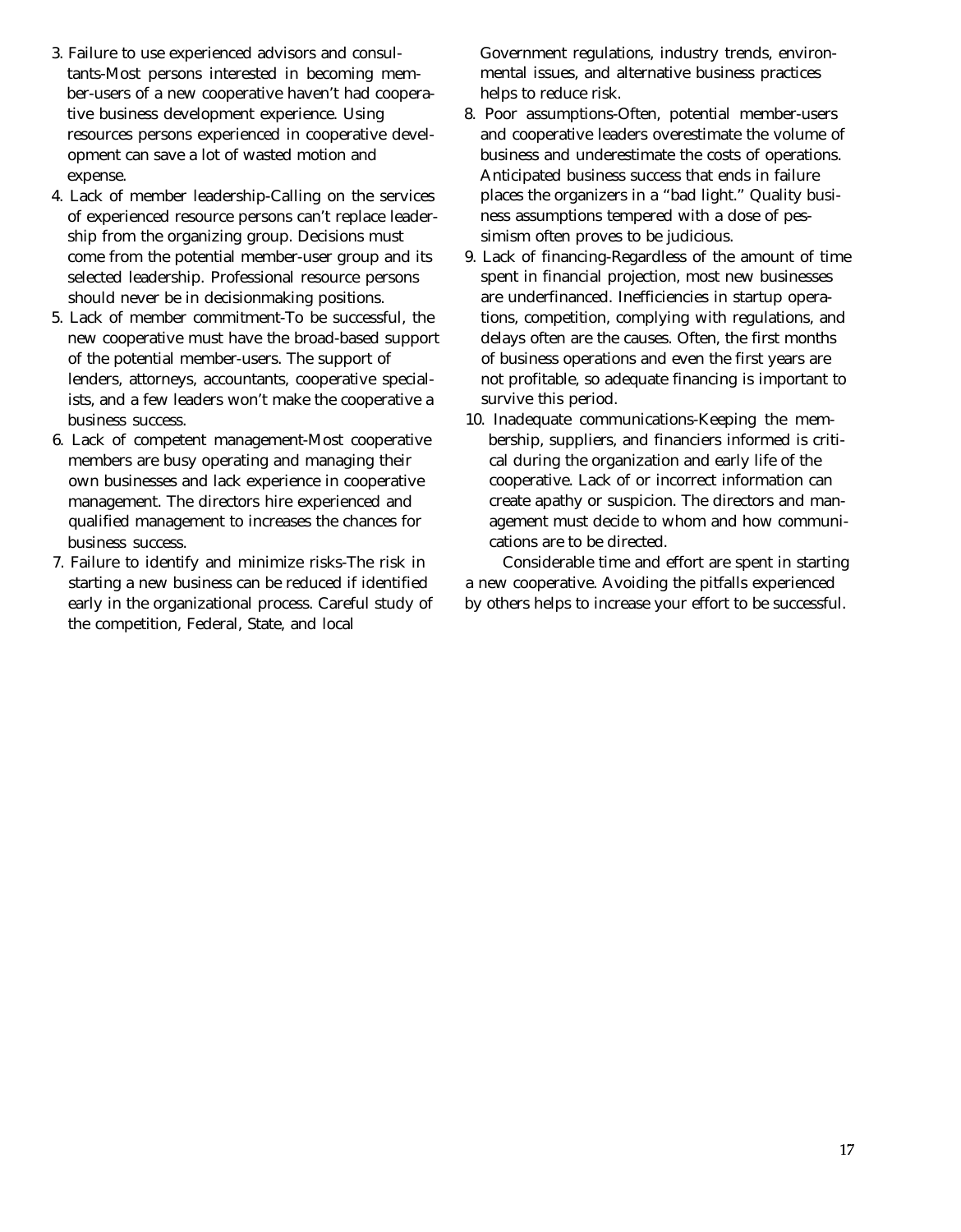3. Failure to use experienced advisors and consultants-Most persons interested in becoming member-users of a new cooperative haven't had cooperative business development experience. Using resources persons experienced in cooperative development can save a lot of wasted motion and expense.
4. Lack of member leadership-Calling on the services of experienced resource persons can't replace leadership from the organizing group. Decisions must come from the potential member-user group and its selected leadership. Professional resource persons should never be in decisionmaking positions.
5. Lack of member commitment-To be successful, the new cooperative must have the broad-based support of the potential member-users. The support of lenders, attorneys, accountants, cooperative specialists, and a few leaders won't make the cooperative a business success.
6. Lack of competent management-Most cooperative members are busy operating and managing their own businesses and lack experience in cooperative management. The directors hire experienced and qualified management to increases the chances for business success.
7. Failure to identify and minimize risks-The risk in starting a new business can be reduced if identified early in the organizational process. Careful study of the competition, Federal, State, and local Government regulations, industry trends, environmental issues, and alternative business practices helps to reduce risk.
8. Poor assumptions-Often, potential member-users and cooperative leaders overestimate the volume of business and underestimate the costs of operations. Anticipated business success that ends in failure places the organizers in a "bad light." Quality business assumptions tempered with a dose of pessimism often proves to be judicious.
9. Lack of financing-Regardless of the amount of time spent in financial projection, most new businesses are underfinanced. Inefficiencies in startup operations, competition, complying with regulations, and delays often are the causes. Often, the first months of business operations and even the first years are not profitable, so adequate financing is important to survive this period.
10. Inadequate communications-Keeping the membership, suppliers, and financiers informed is critical during the organization and early life of the cooperative. Lack of or incorrect information can create apathy or suspicion. The directors and management must decide to whom and how communications are to be directed.

Considerable time and effort are spent in starting a new cooperative. Avoiding the pitfalls experienced by others helps to increase your effort to be successful.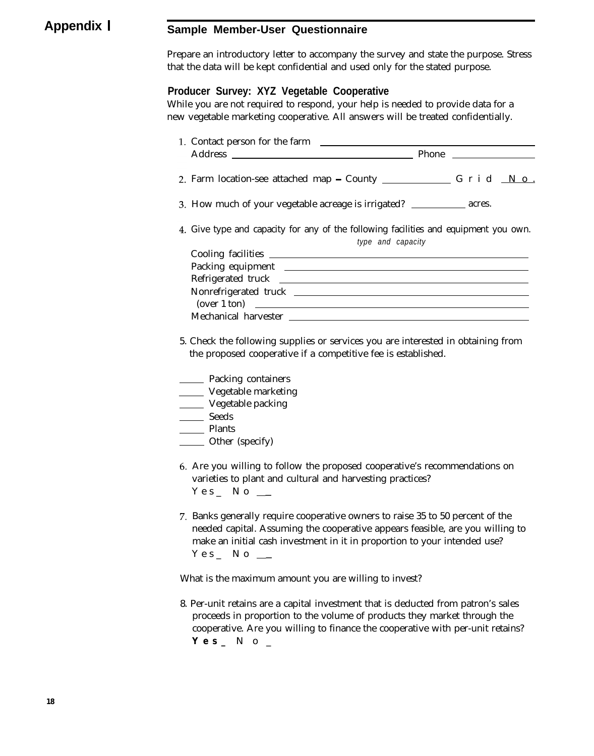# Appendix I

## Sample Member-User Questionnaire

Prepare an introductory letter to accompany the survey and state the purpose. Stress that the data will be kept confidential and used only for the stated purpose.

### Producer Survey: XYZ Vegetable Cooperative

While you are not required to respond, your help is needed to provide data for a new vegetable marketing cooperative. All answers will be treated confidentially.

1. Contact person for the farm ______________________
   Address ______________________ Phone __________

2. Farm location-see attached map – County __________ Grid No. ____

3. How much of your vegetable acreage is irrigated? __________ acres.

4. Give type and capacity for any of the following facilities and equipment you own.

   *type and capacity*

   Cooling facilities ______________________
   Packing equipment ______________________
   Refrigerated truck ______________________
   Nonrefrigerated truck ______________________
   (over 1 ton) ______________________
   Mechanical harvester ______________________

5. Check the following supplies or services you are interested in obtaining from the proposed cooperative if a competitive fee is established.

   ____ Packing containers
   ____ Vegetable marketing
   ____ Vegetable packing
   ____ Seeds
   ____ Plants
   ____ Other (specify)

6. Are you willing to follow the proposed cooperative's recommendations on varieties to plant and cultural and harvesting practices?
   Yes _ No __

7. Banks generally require cooperative owners to raise 35 to 50 percent of the needed capital. Assuming the cooperative appears feasible, are you willing to make an initial cash investment in it in proportion to your intended use?
   Yes _ No __

   What is the maximum amount you are willing to invest?

8. Per-unit retains are a capital investment that is deducted from patron's sales proceeds in proportion to the volume of products they market through the cooperative. Are you willing to finance the cooperative with per-unit retains?
   **Yes** _ No _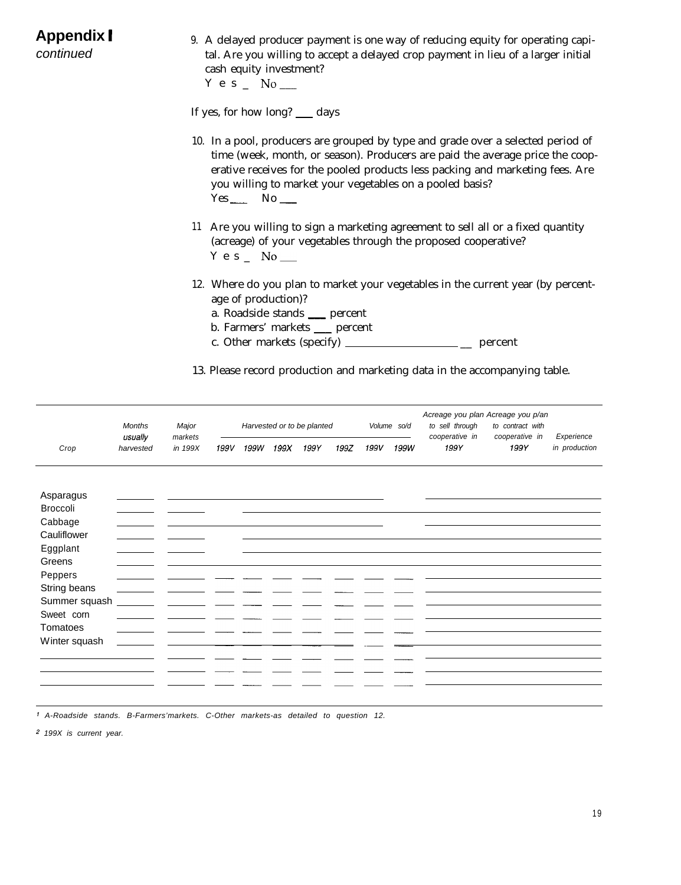**Appendix I**
*continued*

9. A delayed producer payment is one way of reducing equity for operating capital. Are you willing to accept a delayed crop payment in lieu of a larger initial cash equity investment?
   Yes ___ No ___

   If yes, for how long? ___ days

10. In a pool, producers are grouped by type and grade over a selected period of time (week, month, or season). Producers are paid the average price the cooperative receives for the pooled products less packing and marketing fees. Are you willing to market your vegetables on a pooled basis?
    Yes ___ No ___

11. Are you willing to sign a marketing agreement to sell all or a fixed quantity (acreage) of your vegetables through the proposed cooperative?
    Yes ___ No ___

12. Where do you plan to market your vegetables in the current year (by percentage of production)?
    a. Roadside stands ___ percent
    b. Farmers' markets ___ percent
    c. Other markets (specify) ____________ ___ percent

13. Please record production and marketing data in the accompanying table.

| Crop | Months usually harvested | Major markets in 199X | Harvested or to be planted | | | | | Volume sold | | Acreage you plan to sell through cooperative in 199Y | Acreage you plan to contract with cooperative in 199Y | Experience in production |
|---|---|---|---|---|---|---|---|---|---|---|---|---|
| | | | 199V | 199W | 199X | 199Y | 199Z | 199V | 199W | | | |
| Asparagus | | | | | | | | | | | | |
| Broccoli | | | | | | | | | | | | |
| Cabbage | | | | | | | | | | | | |
| Cauliflower | | | | | | | | | | | | |
| Eggplant | | | | | | | | | | | | |
| Greens | | | | | | | | | | | | |
| Peppers | | | | | | | | | | | | |
| String beans | | | | | | | | | | | | |
| Summer squash | | | | | | | | | | | | |
| Sweet corn | | | | | | | | | | | | |
| Tomatoes | | | | | | | | | | | | |
| Winter squash | | | | | | | | | | | | |
| | | | | | | | | | | | | |
| | | | | | | | | | | | | |
| | | | | | | | | | | | | |

[1] A-Roadside stands. B-Farmers' markets. C-Other markets-as detailed to question 12.

[2] 199X is current year.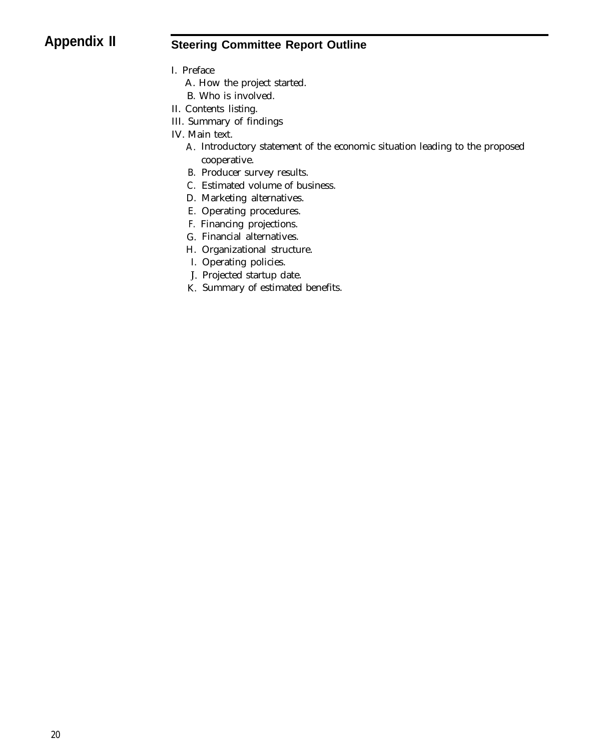# Appendix II

## Steering Committee Report Outline

I. Preface
   A. How the project started.
   B. Who is involved.
II. Contents listing.
III. Summary of findings
IV. Main text.
   A. Introductory statement of the economic situation leading to the proposed cooperative.
   B. Producer survey results.
   C. Estimated volume of business.
   D. Marketing alternatives.
   E. Operating procedures.
   F. Financing projections.
   G. Financial alternatives.
   H. Organizational structure.
   I. Operating policies.
   J. Projected startup date.
   K. Summary of estimated benefits.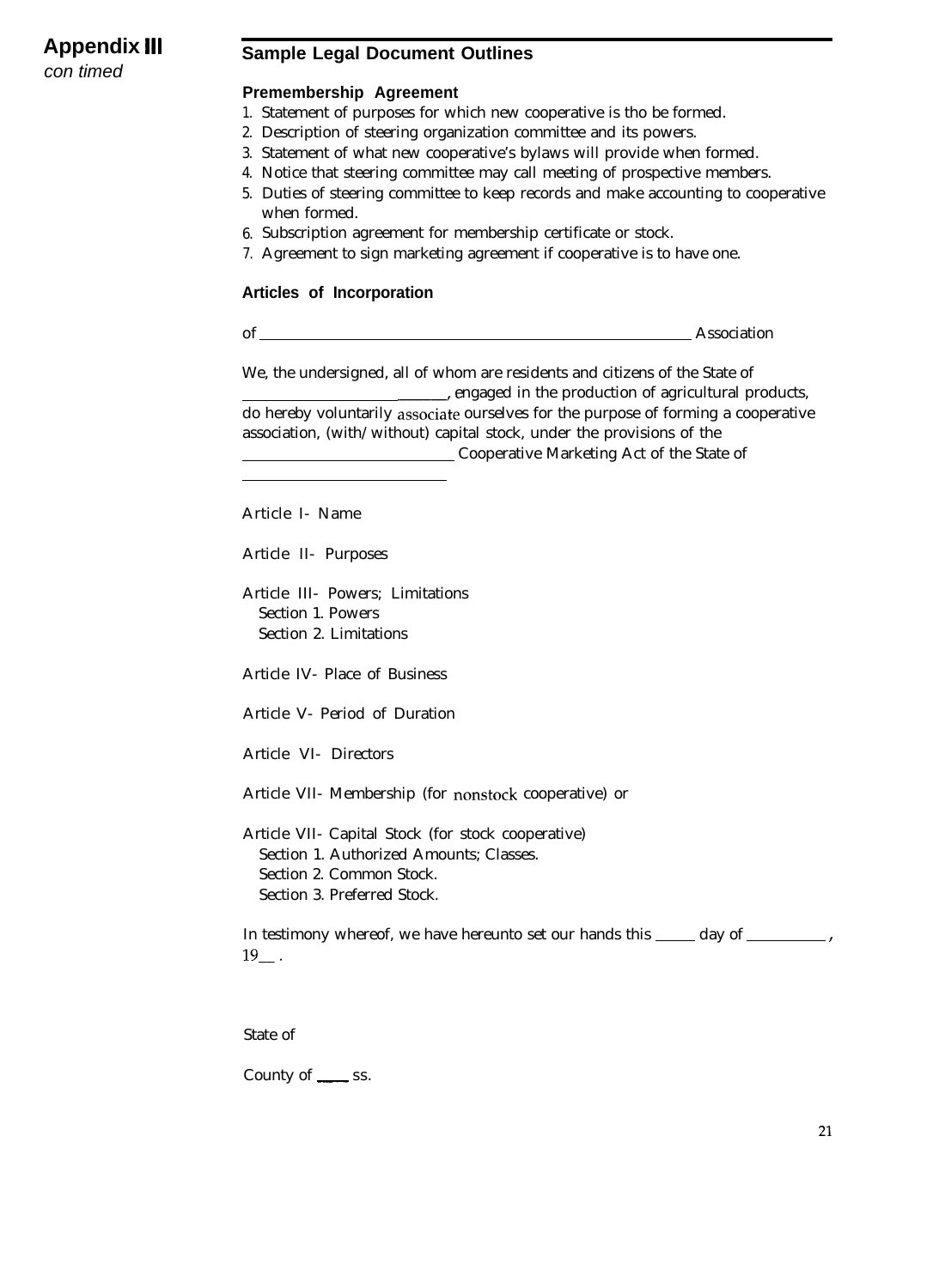**Appendix III**
*con timed*

## Sample Legal Document Outlines

### Premembership Agreement

1. Statement of purposes for which new cooperative is tho be formed.
2. Description of steering organization committee and its powers.
3. Statement of what new cooperative's bylaws will provide when formed.
4. Notice that steering committee may call meeting of prospective members.
5. Duties of steering committee to keep records and make accounting to cooperative when formed.
6. Subscription agreement for membership certificate or stock.
7. Agreement to sign marketing agreement if cooperative is to have one.

### Articles of Incorporation

of ______________________________________________ Association

We, the undersigned, all of whom are residents and citizens of the State of ______________________, engaged in the production of agricultural products, do hereby voluntarily associate ourselves for the purpose of forming a cooperative association, (with/without) capital stock, under the provisions of the ______________________ Cooperative Marketing Act of the State of ______________________

Article I- Name

Article II- Purposes

Article III- Powers; Limitations
 Section 1. Powers
 Section 2. Limitations

Article IV- Place of Business

Article V- Period of Duration

Article VI- Directors

Article VII- Membership (for nonstock cooperative) or

Article VII- Capital Stock (for stock cooperative)
 Section 1. Authorized Amounts; Classes.
 Section 2. Common Stock.
 Section 3. Preferred Stock.

In testimony whereof, we have hereunto set our hands this _____ day of __________, 19__ .

State of

County of ____ ss.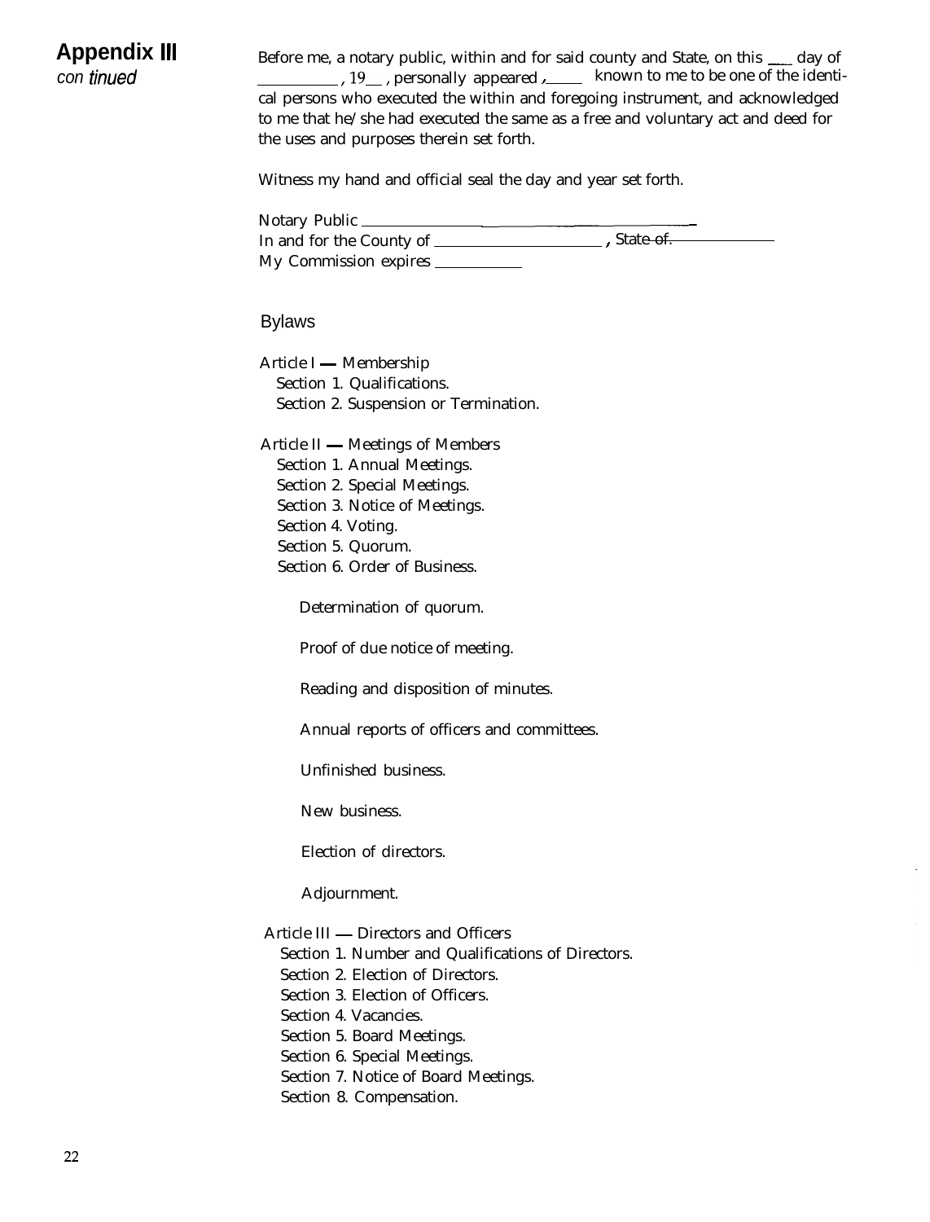## Appendix III
*continued*

Before me, a notary public, within and for said county and State, on this ___ day of __________, 19__, personally appeared, _____ known to me to be one of the identical persons who executed the within and foregoing instrument, and acknowledged to me that he/she had executed the same as a free and voluntary act and deed for the uses and purposes therein set forth.

Witness my hand and official seal the day and year set forth.

Notary Public ______________________________
In and for the County of ____________________, State of ____________
My Commission expires ___________

### Bylaws

Article I — Membership
- Section 1. Qualifications.
- Section 2. Suspension or Termination.

Article II — Meetings of Members
- Section 1. Annual Meetings.
- Section 2. Special Meetings.
- Section 3. Notice of Meetings.
- Section 4. Voting.
- Section 5. Quorum.
- Section 6. Order of Business.

  Determination of quorum.

  Proof of due notice of meeting.

  Reading and disposition of minutes.

  Annual reports of officers and committees.

  Unfinished business.

  New business.

  Election of directors.

  Adjournment.

Article III — Directors and Officers
- Section 1. Number and Qualifications of Directors.
- Section 2. Election of Directors.
- Section 3. Election of Officers.
- Section 4. Vacancies.
- Section 5. Board Meetings.
- Section 6. Special Meetings.
- Section 7. Notice of Board Meetings.
- Section 8. Compensation.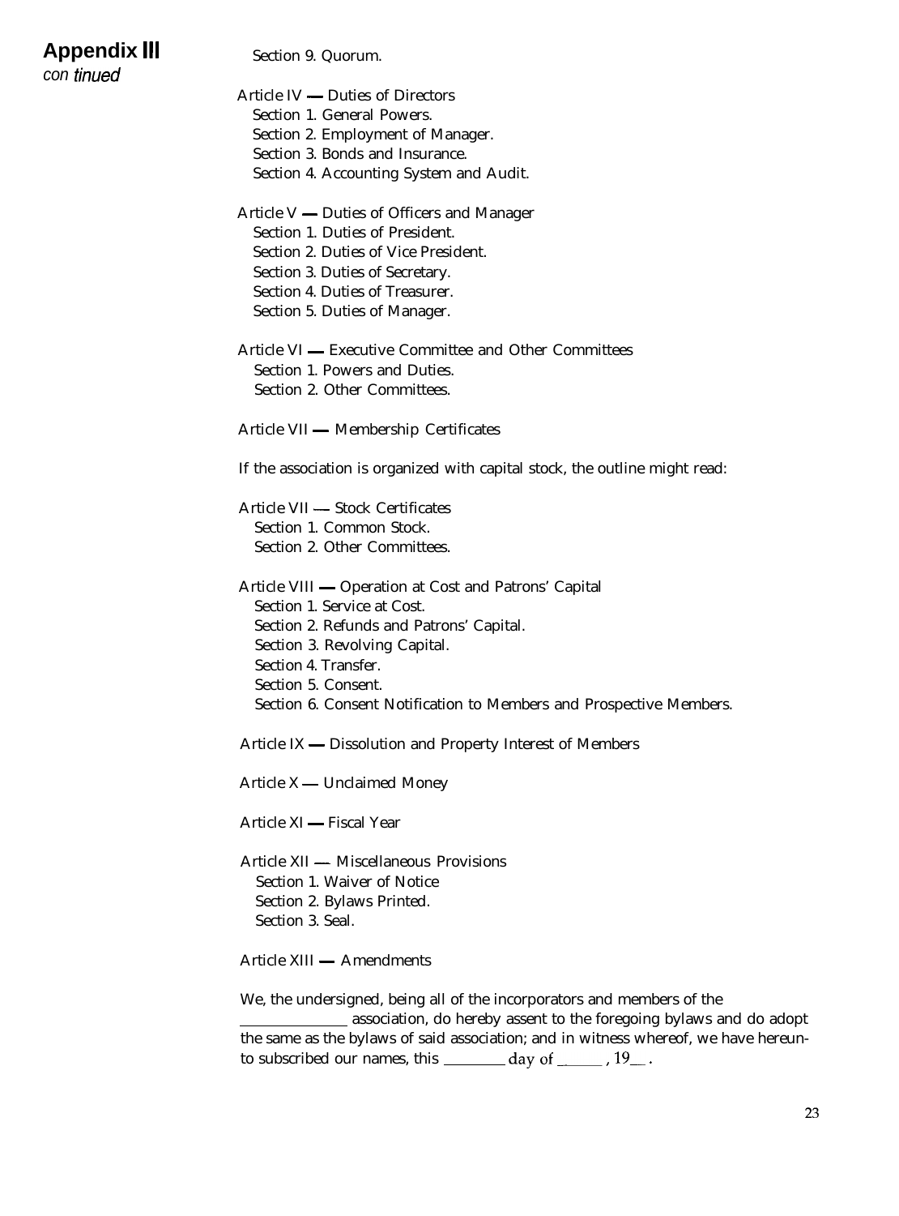## Appendix III

*continued*

Section 9. Quorum.

Article IV — Duties of Directors

- Section 1. General Powers.
- Section 2. Employment of Manager.
- Section 3. Bonds and Insurance.
- Section 4. Accounting System and Audit.

Article V — Duties of Officers and Manager

- Section 1. Duties of President.
- Section 2. Duties of Vice President.
- Section 3. Duties of Secretary.
- Section 4. Duties of Treasurer.
- Section 5. Duties of Manager.

Article VI — Executive Committee and Other Committees

- Section 1. Powers and Duties.
- Section 2. Other Committees.

Article VII — Membership Certificates

If the association is organized with capital stock, the outline might read:

Article VII — Stock Certificates

- Section 1. Common Stock.
- Section 2. Other Committees.

Article VIII — Operation at Cost and Patrons' Capital

- Section 1. Service at Cost.
- Section 2. Refunds and Patrons' Capital.
- Section 3. Revolving Capital.
- Section 4. Transfer.
- Section 5. Consent.
- Section 6. Consent Notification to Members and Prospective Members.

Article IX — Dissolution and Property Interest of Members

Article X — Unclaimed Money

Article XI — Fiscal Year

Article XII — Miscellaneous Provisions

- Section 1. Waiver of Notice
- Section 2. Bylaws Printed.
- Section 3. Seal.

Article XIII — Amendments

We, the undersigned, being all of the incorporators and members of the ______________ association, do hereby assent to the foregoing bylaws and do adopt the same as the bylaws of said association; and in witness whereof, we have hereunto subscribed our names, this ________ day of ______ , 19__ .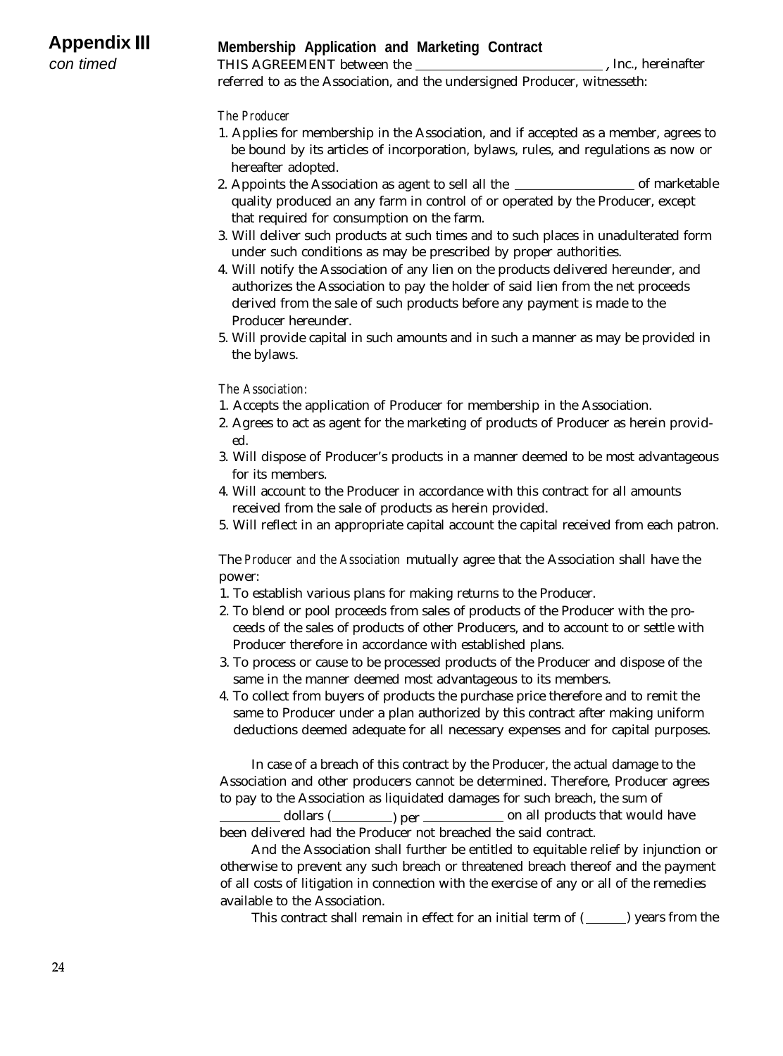# Appendix III

*con timed*

## Membership Application and Marketing Contract

THIS AGREEMENT between the ____________________________ , Inc., hereinafter referred to as the Association, and the undersigned Producer, witnesseth:

*The Producer*

1. Applies for membership in the Association, and if accepted as a member, agrees to be bound by its articles of incorporation, bylaws, rules, and regulations as now or hereafter adopted.
2. Appoints the Association as agent to sell all the __________________ of marketable quality produced an any farm in control of or operated by the Producer, except that required for consumption on the farm.
3. Will deliver such products at such times and to such places in unadulterated form under such conditions as may be prescribed by proper authorities.
4. Will notify the Association of any lien on the products delivered hereunder, and authorizes the Association to pay the holder of said lien from the net proceeds derived from the sale of such products before any payment is made to the Producer hereunder.
5. Will provide capital in such amounts and in such a manner as may be provided in the bylaws.

*The Association:*

1. Accepts the application of Producer for membership in the Association.
2. Agrees to act as agent for the marketing of products of Producer as herein provided.
3. Will dispose of Producer's products in a manner deemed to be most advantageous for its members.
4. Will account to the Producer in accordance with this contract for all amounts received from the sale of products as herein provided.
5. Will reflect in an appropriate capital account the capital received from each patron.

The *Producer and the Association* mutually agree that the Association shall have the power:

1. To establish various plans for making returns to the Producer.
2. To blend or pool proceeds from sales of products of the Producer with the proceeds of the sales of products of other Producers, and to account to or settle with Producer therefore in accordance with established plans.
3. To process or cause to be processed products of the Producer and dispose of the same in the manner deemed most advantageous to its members.
4. To collect from buyers of products the purchase price therefore and to remit the same to Producer under a plan authorized by this contract after making uniform deductions deemed adequate for all necessary expenses and for capital purposes.

In case of a breach of this contract by the Producer, the actual damage to the Association and other producers cannot be determined. Therefore, Producer agrees to pay to the Association as liquidated damages for such breach, the sum of _________ dollars (_________) per ____________ on all products that would have been delivered had the Producer not breached the said contract.

And the Association shall further be entitled to equitable relief by injunction or otherwise to prevent any such breach or threatened breach thereof and the payment of all costs of litigation in connection with the exercise of any or all of the remedies available to the Association.

This contract shall remain in effect for an initial term of (______) years from the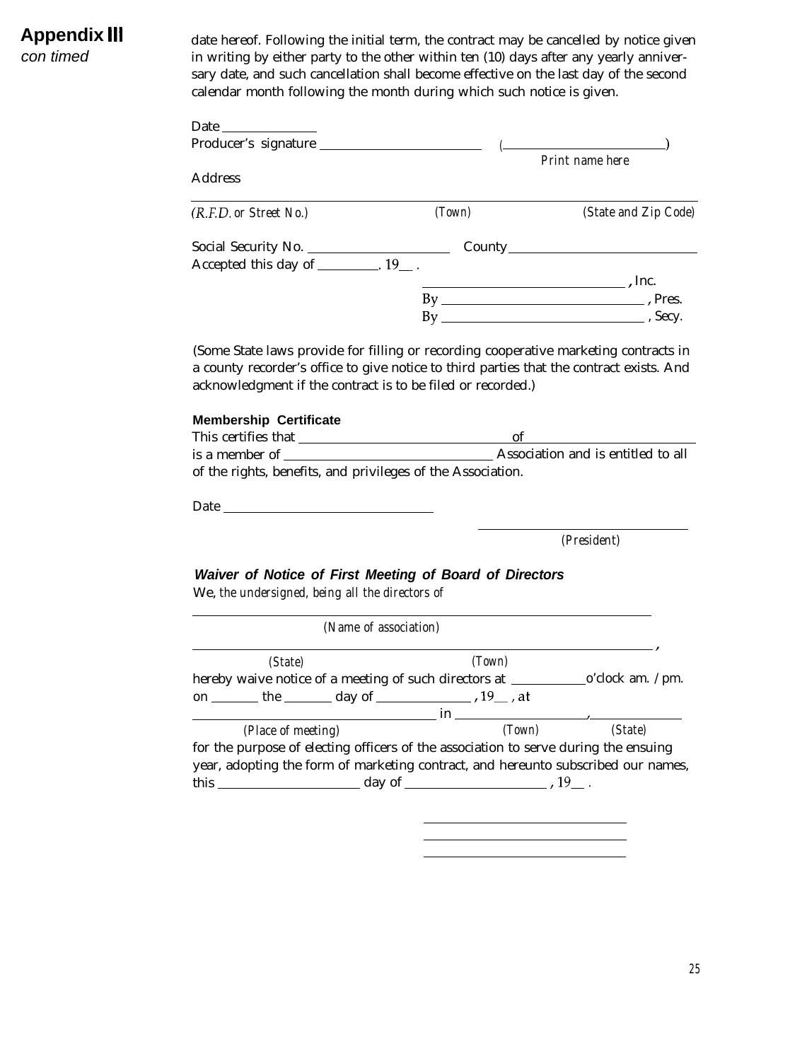**Appendix III**
*con timed*

date hereof. Following the initial term, the contract may be cancelled by notice given in writing by either party to the other within ten (10) days after any yearly anniversary date, and such cancellation shall become effective on the last day of the second calendar month following the month during which such notice is given.

Date ______________
Producer's signature ________________________ (________________________)
*Print name here*

Address

______________________________________________________________________
*(R.F.D. or Street No.)* *(Town)* *(State and Zip Code)*

Social Security No. ____________________ County ____________________________
Accepted this day of __________. 19__ .

______________________________, Inc.
By ______________________________, Pres.
By ______________________________, Secy.

(Some State laws provide for filling or recording cooperative marketing contracts in a county recorder's office to give notice to third parties that the contract exists. And acknowledgment if the contract is to be filed or recorded.)

**Membership Certificate**

This certifies that ______________________________ of ______________________
is a member of ______________________________ Association and is entitled to all of the rights, benefits, and privileges of the Association.

Date ______________________________

______________________________
*(President)*

### *Waiver of Notice of First Meeting of Board of Directors*

We, *the undersigned, being all the directors of*

______________________________________________________________________
*(Name of association)*

______________________________________________________________________,
*(State)* *(Town)*

hereby waive notice of a meeting of such directors at __________ o'clock am. / pm. on _______ the _______ day of ______________, 19__ , at
______________________________ in ____________________, ______________
*(Place of meeting)* *(Town)* *(State)*

for the purpose of electing officers of the association to serve during the ensuing year, adopting the form of marketing contract, and hereunto subscribed our names, this ____________________ day of ____________________ , 19__ .

______________________________
______________________________
______________________________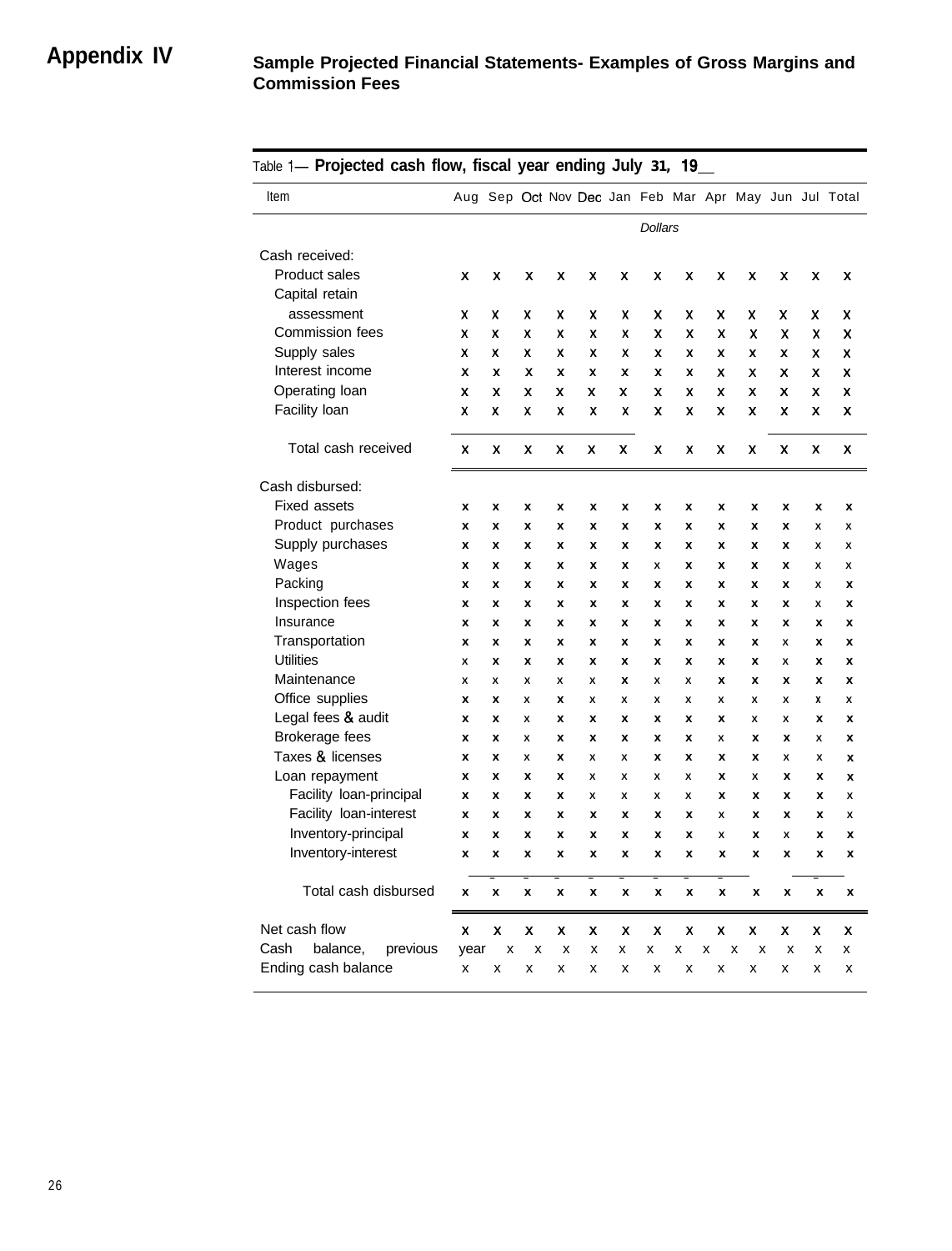# Appendix IV

## Sample Projected Financial Statements- Examples of Gross Margins and Commission Fees

Table 1— **Projected cash flow, fiscal year ending July 31, 19__**

| Item | Aug | Sep | Oct | Nov | Dec | Jan | Feb | Mar | Apr | May | Jun | Jul | Total |
|---|---|---|---|---|---|---|---|---|---|---|---|---|---|
| | | | | | | | *Dollars* | | | | | | |
| Cash received: | | | | | | | | | | | | | |
| Product sales | x | x | x | x | x | x | x | x | x | x | x | x | x |
| Capital retain assessment | x | x | x | x | x | x | x | x | x | x | x | x | x |
| Commission fees | x | x | x | x | x | x | x | x | x | x | x | x | x |
| Supply sales | x | x | x | x | x | x | x | x | x | x | x | x | x |
| Interest income | x | x | x | x | x | x | x | x | x | x | x | x | x |
| Operating loan | x | x | x | x | x | x | x | x | x | x | x | x | x |
| Facility loan | x | x | x | x | x | x | x | x | x | x | x | x | x |
| Total cash received | x | x | x | x | x | x | x | x | x | x | x | x | x |
| Cash disbursed: | | | | | | | | | | | | | |
| Fixed assets | x | x | x | x | x | x | x | x | x | x | x | x | x |
| Product purchases | x | x | x | x | x | x | x | x | x | x | x | x | x |
| Supply purchases | x | x | x | x | x | x | x | x | x | x | x | x | x |
| Wages | x | x | x | x | x | x | x | x | x | x | x | x | x |
| Packing | x | x | x | x | x | x | x | x | x | x | x | x | x |
| Inspection fees | x | x | x | x | x | x | x | x | x | x | x | x | x |
| Insurance | x | x | x | x | x | x | x | x | x | x | x | x | x |
| Transportation | x | x | x | x | x | x | x | x | x | x | x | x | x |
| Utilities | x | x | x | x | x | x | x | x | x | x | x | x | x |
| Maintenance | x | x | x | x | x | x | x | x | x | x | x | x | x |
| Office supplies | x | x | x | x | x | x | x | x | x | x | x | x | x |
| Legal fees & audit | x | x | x | x | x | x | x | x | x | x | x | x | x |
| Brokerage fees | x | x | x | x | x | x | x | x | x | x | x | x | x |
| Taxes & licenses | x | x | x | x | x | x | x | x | x | x | x | x | x |
| Loan repayment | x | x | x | x | x | x | x | x | x | x | x | x | x |
| Facility loan-principal | x | x | x | x | x | x | x | x | x | x | x | x | x |
| Facility loan-interest | x | x | x | x | x | x | x | x | x | x | x | x | x |
| Inventory-principal | x | x | x | x | x | x | x | x | x | x | x | x | x |
| Inventory-interest | x | x | x | x | x | x | x | x | x | x | x | x | x |
| Total cash disbursed | x | x | x | x | x | x | x | x | x | x | x | x | x |
| Net cash flow | x | x | x | x | x | x | x | x | x | x | x | x | x |
| Cash balance, previous year | x | x | x | x | x | x | x | x | x | x | x | x | x |
| Ending cash balance | x | x | x | x | x | x | x | x | x | x | x | x | x |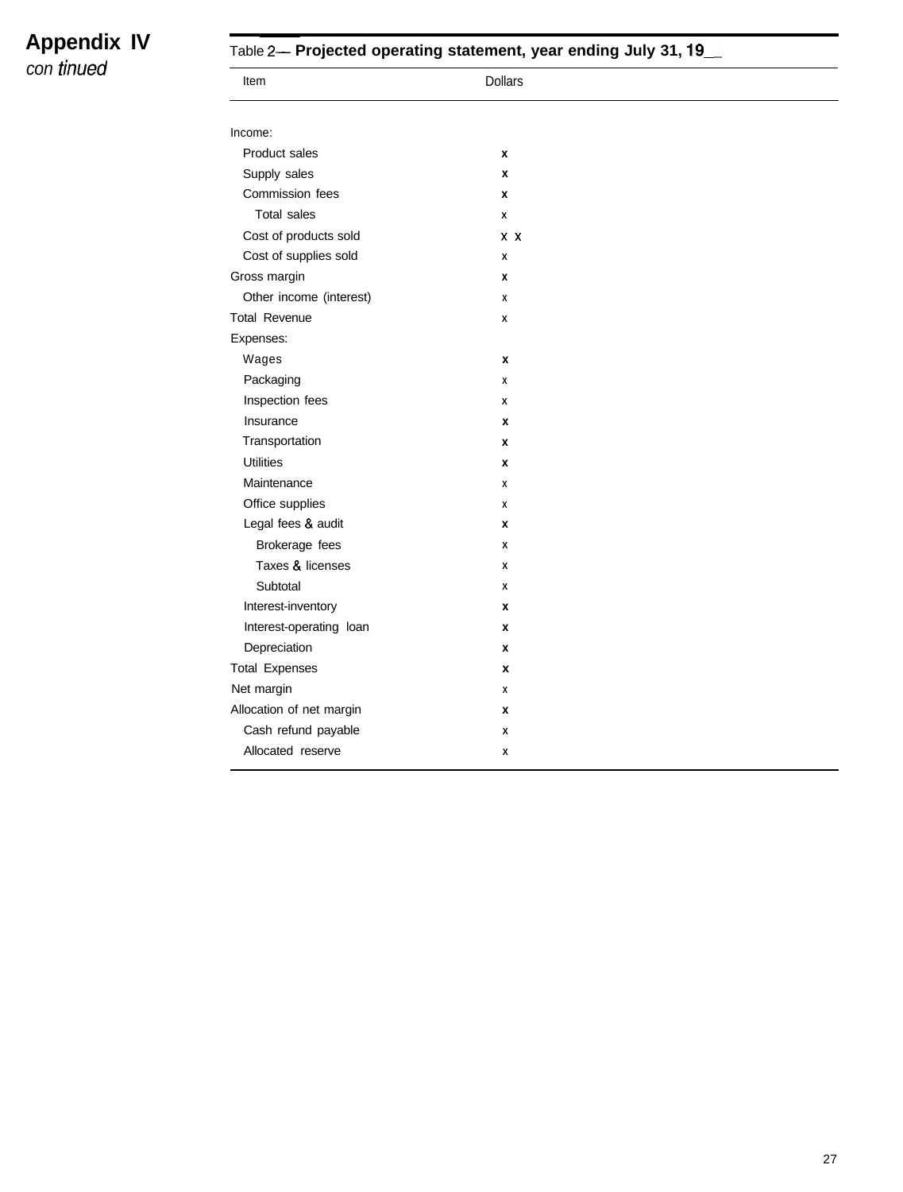## Appendix IV

*continued*

**Table 2— Projected operating statement, year ending July 31, 19__**

| Item | Dollars |
|---|---|
| Income: | |
| Product sales | x |
| Supply sales | x |
| Commission fees | x |
| Total sales | x |
| Cost of products sold | x x |
| Cost of supplies sold | x |
| Gross margin | x |
| Other income (interest) | x |
| Total Revenue | x |
| Expenses: | |
| Wages | x |
| Packaging | x |
| Inspection fees | x |
| Insurance | x |
| Transportation | x |
| Utilities | x |
| Maintenance | x |
| Office supplies | x |
| Legal fees & audit | x |
| Brokerage fees | x |
| Taxes & licenses | x |
| Subtotal | x |
| Interest-inventory | x |
| Interest-operating loan | x |
| Depreciation | x |
| Total Expenses | x |
| Net margin | x |
| Allocation of net margin | x |
| Cash refund payable | x |
| Allocated reserve | x |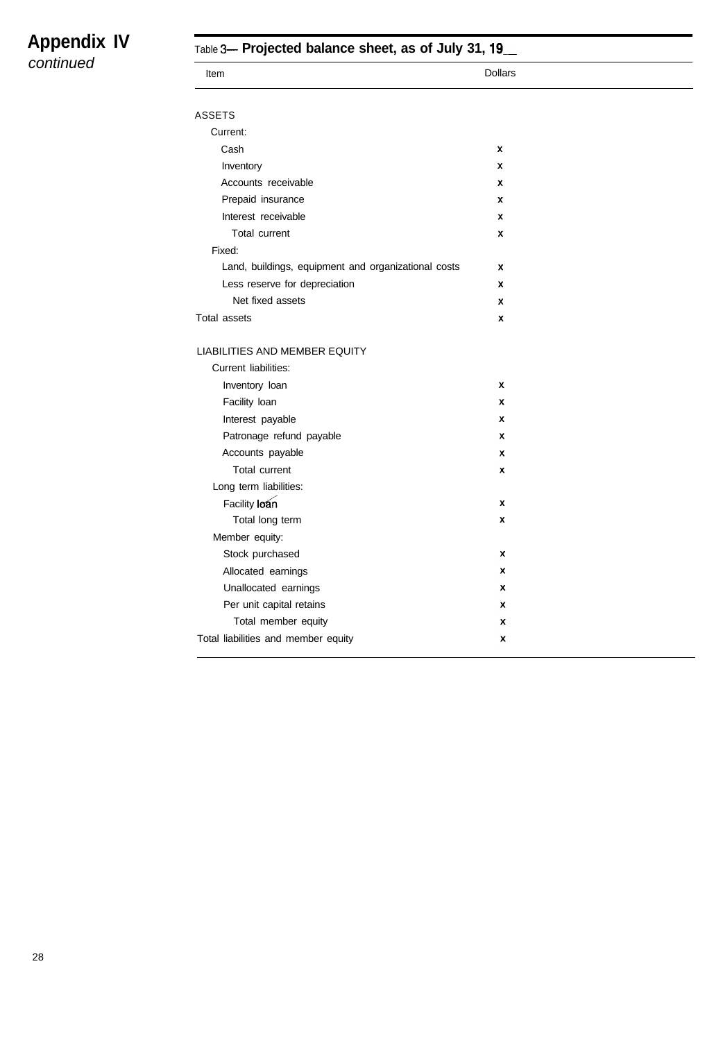## Appendix IV
*continued*

**Table 3— Projected balance sheet, as of July 31, 19__**

| Item | Dollars |
|---|---|
| ASSETS | |
| Current: | |
| Cash | x |
| Inventory | x |
| Accounts receivable | x |
| Prepaid insurance | x |
| Interest receivable | x |
| Total current | x |
| Fixed: | |
| Land, buildings, equipment and organizational costs | x |
| Less reserve for depreciation | x |
| Net fixed assets | x |
| Total assets | x |
| LIABILITIES AND MEMBER EQUITY | |
| Current liabilities: | |
| Inventory loan | x |
| Facility loan | x |
| Interest payable | x |
| Patronage refund payable | x |
| Accounts payable | x |
| Total current | x |
| Long term liabilities: | |
| Facility loan | x |
| Total long term | x |
| Member equity: | |
| Stock purchased | x |
| Allocated earnings | x |
| Unallocated earnings | x |
| Per unit capital retains | x |
| Total member equity | x |
| Total liabilities and member equity | x |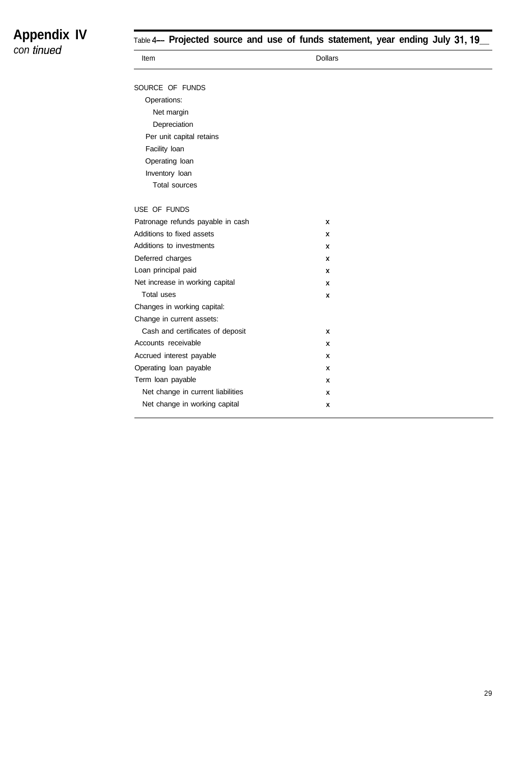**Appendix IV**
*con tinued*

Table 4— **Projected source and use of funds statement, year ending July 31, 19__**

| Item | Dollars |
|---|---|
| SOURCE OF FUNDS | |
| Operations: | |
| Net margin | |
| Depreciation | |
| Per unit capital retains | |
| Facility loan | |
| Operating loan | |
| Inventory loan | |
| Total sources | |
| USE OF FUNDS | |
| Patronage refunds payable in cash | x |
| Additions to fixed assets | x |
| Additions to investments | x |
| Deferred charges | x |
| Loan principal paid | x |
| Net increase in working capital | x |
| Total uses | x |
| Changes in working capital: | |
| Change in current assets: | |
| Cash and certificates of deposit | x |
| Accounts receivable | x |
| Accrued interest payable | x |
| Operating loan payable | x |
| Term loan payable | x |
| Net change in current liabilities | x |
| Net change in working capital | x |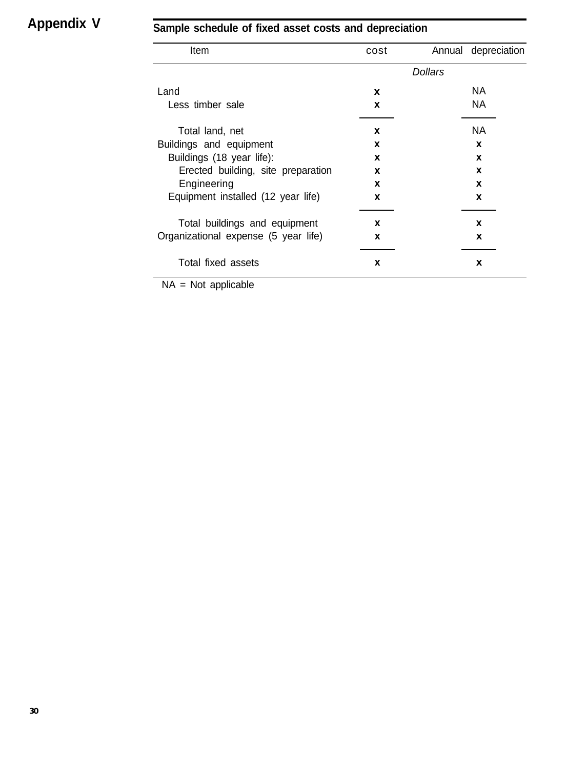# Appendix V

## Sample schedule of fixed asset costs and depreciation

| Item | cost | Annual depreciation |
|---|---|---|
| | *Dollars* | |
| Land | x | NA |
| Less timber sale | x | NA |
| Total land, net | x | NA |
| Buildings and equipment | x | x |
| Buildings (18 year life): | x | x |
| Erected building, site preparation | x | x |
| Engineering | x | x |
| Equipment installed (12 year life) | x | x |
| Total buildings and equipment | x | x |
| Organizational expense (5 year life) | x | x |
| Total fixed assets | x | x |

NA = Not applicable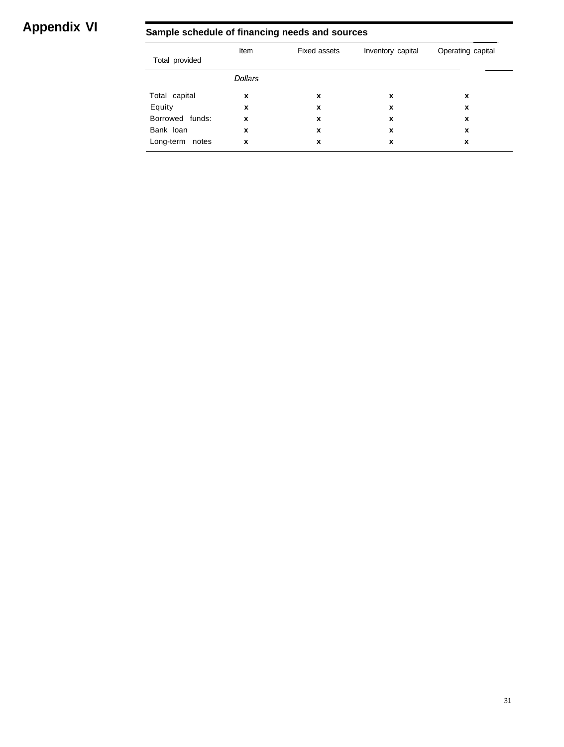# Appendix VI

## Sample schedule of financing needs and sources

| Total provided | Item | Fixed assets | Inventory capital | Operating capital |
|---|---|---|---|---|
| | *Dollars* | | | |
| Total capital | x | x | x | x |
| Equity | x | x | x | x |
| Borrowed funds: | x | x | x | x |
| Bank loan | x | x | x | x |
| Long-term notes | x | x | x | x |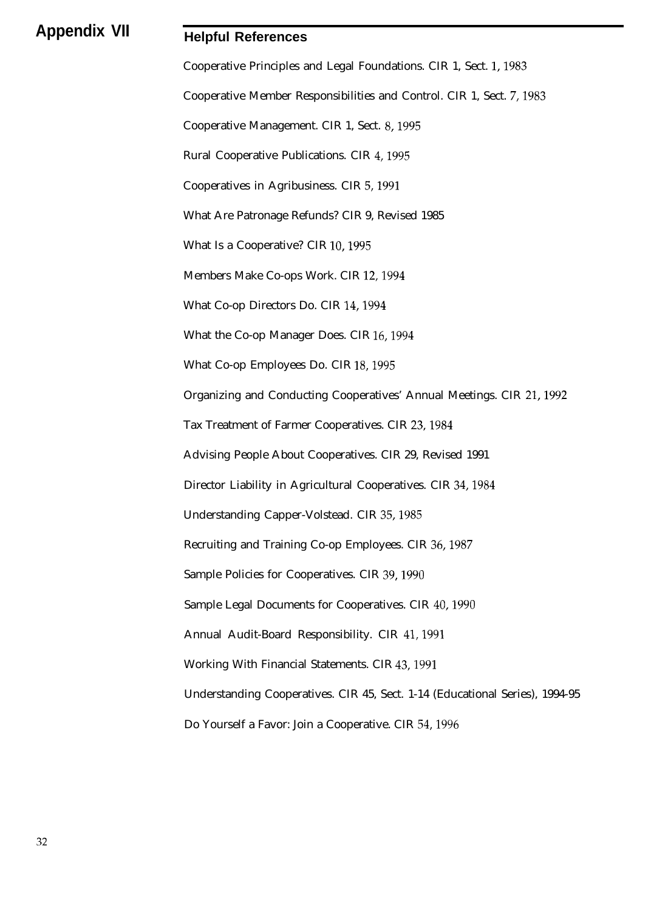# Appendix VII

## Helpful References

Cooperative Principles and Legal Foundations. CIR 1, Sect. 1, 1983

Cooperative Member Responsibilities and Control. CIR 1, Sect. 7, 1983

Cooperative Management. CIR 1, Sect. 8, 1995

Rural Cooperative Publications. CIR 4, 1995

Cooperatives in Agribusiness. CIR 5, 1991

What Are Patronage Refunds? CIR 9, Revised 1985

What Is a Cooperative? CIR 10, 1995

Members Make Co-ops Work. CIR 12, 1994

What Co-op Directors Do. CIR 14, 1994

What the Co-op Manager Does. CIR 16, 1994

What Co-op Employees Do. CIR 18, 1995

Organizing and Conducting Cooperatives' Annual Meetings. CIR 21, 1992

Tax Treatment of Farmer Cooperatives. CIR 23, 1984

Advising People About Cooperatives. CIR 29, Revised 1991

Director Liability in Agricultural Cooperatives. CIR 34, 1984

Understanding Capper-Volstead. CIR 35, 1985

Recruiting and Training Co-op Employees. CIR 36, 1987

Sample Policies for Cooperatives. CIR 39, 1990

Sample Legal Documents for Cooperatives. CIR 40, 1990

Annual Audit-Board Responsibility. CIR 41, 1991

Working With Financial Statements. CIR 43, 1991

Understanding Cooperatives. CIR 45, Sect. 1-14 (Educational Series), 1994-95

Do Yourself a Favor: Join a Cooperative. CIR 54, 1996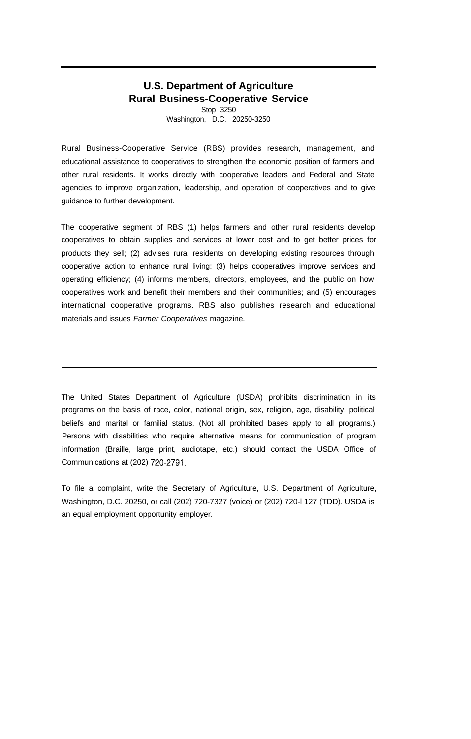**U.S. Department of Agriculture**
**Rural Business-Cooperative Service**
Stop 3250
Washington, D.C. 20250-3250

Rural Business-Cooperative Service (RBS) provides research, management, and educational assistance to cooperatives to strengthen the economic position of farmers and other rural residents. It works directly with cooperative leaders and Federal and State agencies to improve organization, leadership, and operation of cooperatives and to give guidance to further development.

The cooperative segment of RBS (1) helps farmers and other rural residents develop cooperatives to obtain supplies and services at lower cost and to get better prices for products they sell; (2) advises rural residents on developing existing resources through cooperative action to enhance rural living; (3) helps cooperatives improve services and operating efficiency; (4) informs members, directors, employees, and the public on how cooperatives work and benefit their members and their communities; and (5) encourages international cooperative programs. RBS also publishes research and educational materials and issues *Farmer Cooperatives* magazine.

---

The United States Department of Agriculture (USDA) prohibits discrimination in its programs on the basis of race, color, national origin, sex, religion, age, disability, political beliefs and marital or familial status. (Not all prohibited bases apply to all programs.) Persons with disabilities who require alternative means for communication of program information (Braille, large print, audiotape, etc.) should contact the USDA Office of Communications at (202) 720-2791.

To file a complaint, write the Secretary of Agriculture, U.S. Department of Agriculture, Washington, D.C. 20250, or call (202) 720-7327 (voice) or (202) 720-l 127 (TDD). USDA is an equal employment opportunity employer.